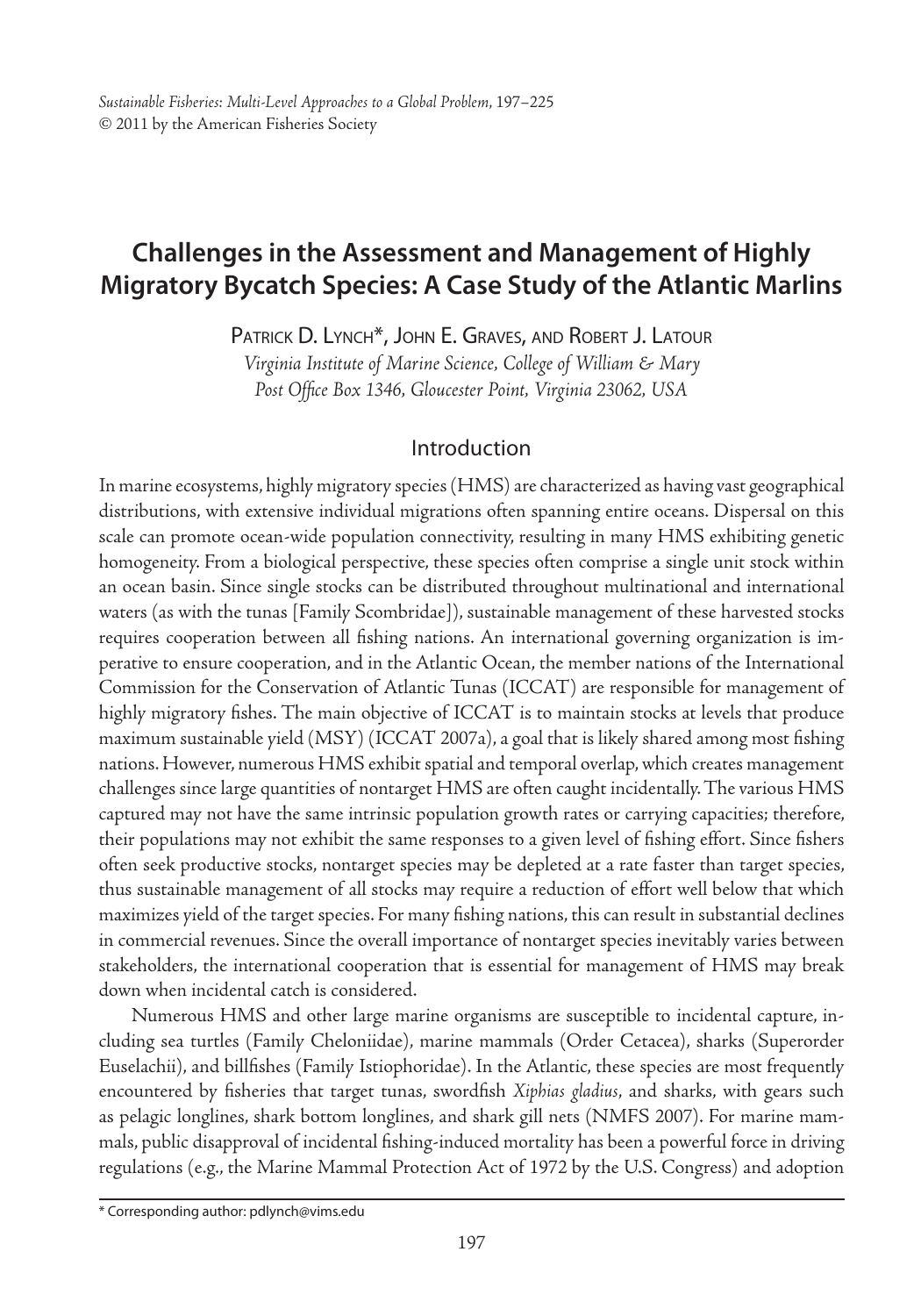*Sustainable Fisheries: Multi-Level Approaches to a Global Problem*, 197–225
© 2011 by the American Fisheries Society

# Challenges in the Assessment and Management of Highly Migratory Bycatch Species: A Case Study of the Atlantic Marlins

Patrick D. Lynch*, John E. Graves, and Robert J. Latour

*Virginia Institute of Marine Science, College of William & Mary*
*Post Office Box 1346, Gloucester Point, Virginia 23062, USA*

## Introduction

In marine ecosystems, highly migratory species (HMS) are characterized as having vast geographical distributions, with extensive individual migrations often spanning entire oceans. Dispersal on this scale can promote ocean-wide population connectivity, resulting in many HMS exhibiting genetic homogeneity. From a biological perspective, these species often comprise a single unit stock within an ocean basin. Since single stocks can be distributed throughout multinational and international waters (as with the tunas [Family Scombridae]), sustainable management of these harvested stocks requires cooperation between all fishing nations. An international governing organization is imperative to ensure cooperation, and in the Atlantic Ocean, the member nations of the International Commission for the Conservation of Atlantic Tunas (ICCAT) are responsible for management of highly migratory fishes. The main objective of ICCAT is to maintain stocks at levels that produce maximum sustainable yield (MSY) (ICCAT 2007a), a goal that is likely shared among most fishing nations. However, numerous HMS exhibit spatial and temporal overlap, which creates management challenges since large quantities of nontarget HMS are often caught incidentally. The various HMS captured may not have the same intrinsic population growth rates or carrying capacities; therefore, their populations may not exhibit the same responses to a given level of fishing effort. Since fishers often seek productive stocks, nontarget species may be depleted at a rate faster than target species, thus sustainable management of all stocks may require a reduction of effort well below that which maximizes yield of the target species. For many fishing nations, this can result in substantial declines in commercial revenues. Since the overall importance of nontarget species inevitably varies between stakeholders, the international cooperation that is essential for management of HMS may break down when incidental catch is considered.

Numerous HMS and other large marine organisms are susceptible to incidental capture, including sea turtles (Family Cheloniidae), marine mammals (Order Cetacea), sharks (Superorder Euselachii), and billfishes (Family Istiophoridae). In the Atlantic, these species are most frequently encountered by fisheries that target tunas, swordfish *Xiphias gladius*, and sharks, with gears such as pelagic longlines, shark bottom longlines, and shark gill nets (NMFS 2007). For marine mammals, public disapproval of incidental fishing-induced mortality has been a powerful force in driving regulations (e.g., the Marine Mammal Protection Act of 1972 by the U.S. Congress) and adoption

* Corresponding author: pdlynch@vims.edu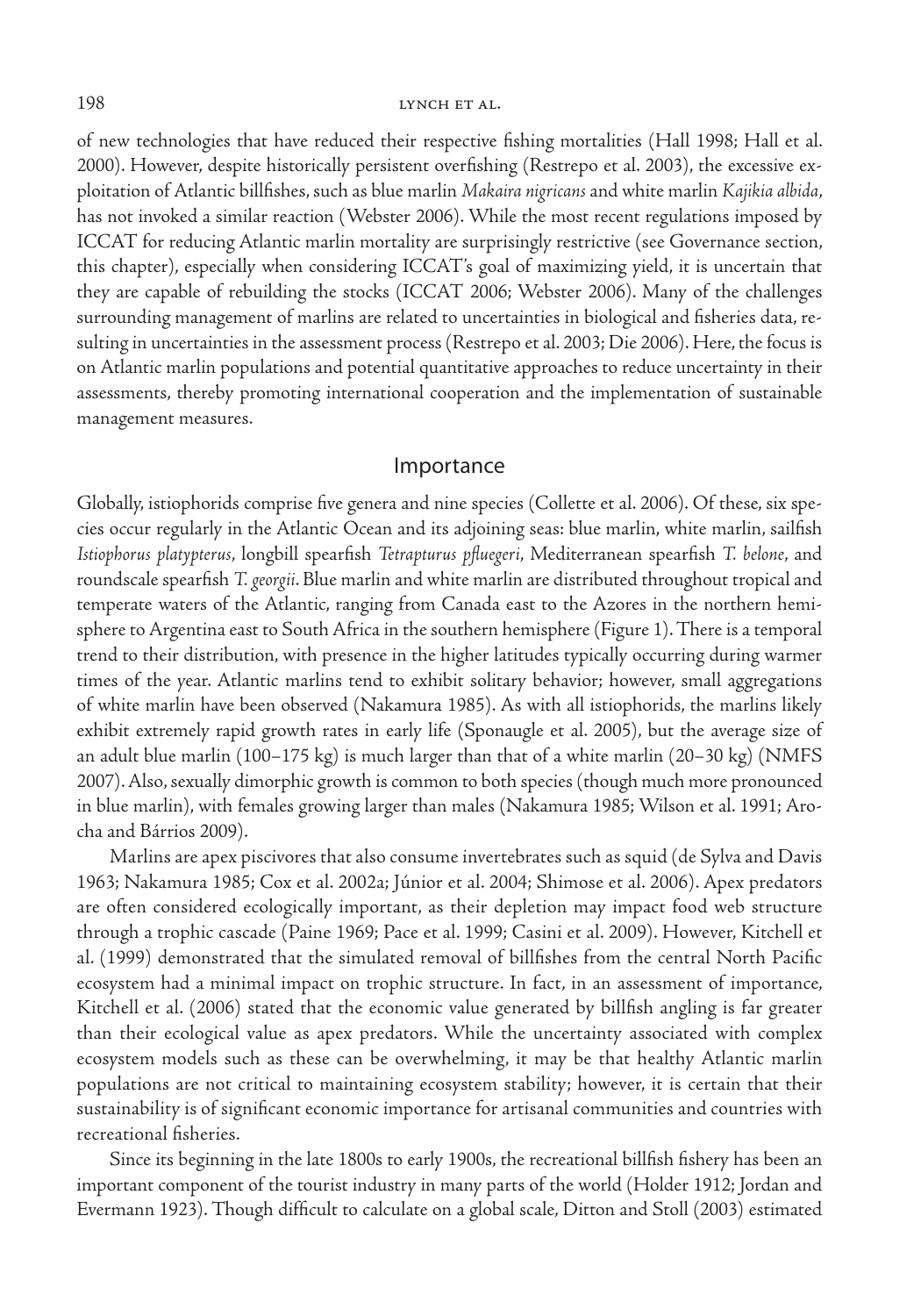of new technologies that have reduced their respective fishing mortalities (Hall 1998; Hall et al. 2000). However, despite historically persistent overfishing (Restrepo et al. 2003), the excessive exploitation of Atlantic billfishes, such as blue marlin *Makaira nigricans* and white marlin *Kajikia albida*, has not invoked a similar reaction (Webster 2006). While the most recent regulations imposed by ICCAT for reducing Atlantic marlin mortality are surprisingly restrictive (see Governance section, this chapter), especially when considering ICCAT's goal of maximizing yield, it is uncertain that they are capable of rebuilding the stocks (ICCAT 2006; Webster 2006). Many of the challenges surrounding management of marlins are related to uncertainties in biological and fisheries data, resulting in uncertainties in the assessment process (Restrepo et al. 2003; Die 2006). Here, the focus is on Atlantic marlin populations and potential quantitative approaches to reduce uncertainty in their assessments, thereby promoting international cooperation and the implementation of sustainable management measures.

## Importance

Globally, istiophorids comprise five genera and nine species (Collette et al. 2006). Of these, six species occur regularly in the Atlantic Ocean and its adjoining seas: blue marlin, white marlin, sailfish *Istiophorus platypterus*, longbill spearfish *Tetrapturus pfluegeri*, Mediterranean spearfish *T. belone*, and roundscale spearfish *T. georgii*. Blue marlin and white marlin are distributed throughout tropical and temperate waters of the Atlantic, ranging from Canada east to the Azores in the northern hemisphere to Argentina east to South Africa in the southern hemisphere (Figure 1). There is a temporal trend to their distribution, with presence in the higher latitudes typically occurring during warmer times of the year. Atlantic marlins tend to exhibit solitary behavior; however, small aggregations of white marlin have been observed (Nakamura 1985). As with all istiophorids, the marlins likely exhibit extremely rapid growth rates in early life (Sponaugle et al. 2005), but the average size of an adult blue marlin (100–175 kg) is much larger than that of a white marlin (20–30 kg) (NMFS 2007). Also, sexually dimorphic growth is common to both species (though much more pronounced in blue marlin), with females growing larger than males (Nakamura 1985; Wilson et al. 1991; Arocha and Bárrios 2009).

Marlins are apex piscivores that also consume invertebrates such as squid (de Sylva and Davis 1963; Nakamura 1985; Cox et al. 2002a; Júnior et al. 2004; Shimose et al. 2006). Apex predators are often considered ecologically important, as their depletion may impact food web structure through a trophic cascade (Paine 1969; Pace et al. 1999; Casini et al. 2009). However, Kitchell et al. (1999) demonstrated that the simulated removal of billfishes from the central North Pacific ecosystem had a minimal impact on trophic structure. In fact, in an assessment of importance, Kitchell et al. (2006) stated that the economic value generated by billfish angling is far greater than their ecological value as apex predators. While the uncertainty associated with complex ecosystem models such as these can be overwhelming, it may be that healthy Atlantic marlin populations are not critical to maintaining ecosystem stability; however, it is certain that their sustainability is of significant economic importance for artisanal communities and countries with recreational fisheries.

Since its beginning in the late 1800s to early 1900s, the recreational billfish fishery has been an important component of the tourist industry in many parts of the world (Holder 1912; Jordan and Evermann 1923). Though difficult to calculate on a global scale, Ditton and Stoll (2003) estimated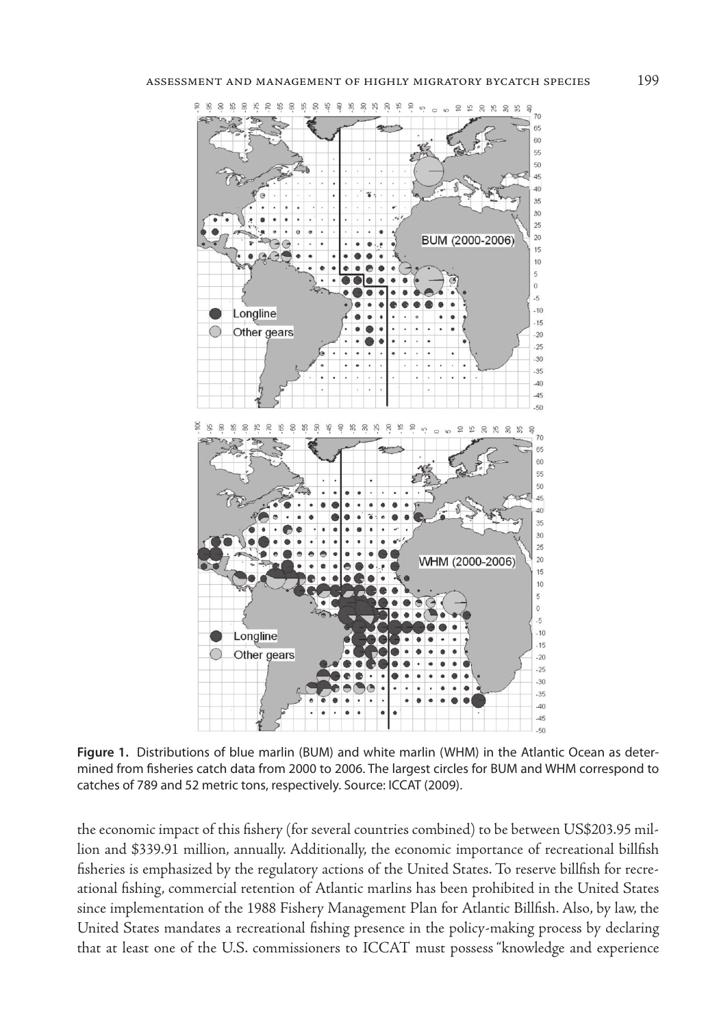**Figure 1.** Distributions of blue marlin (BUM) and white marlin (WHM) in the Atlantic Ocean as determined from fisheries catch data from 2000 to 2006. The largest circles for BUM and WHM correspond to catches of 789 and 52 metric tons, respectively. Source: ICCAT (2009).

the economic impact of this fishery (for several countries combined) to be between US$203.95 million and $339.91 million, annually. Additionally, the economic importance of recreational billfish fisheries is emphasized by the regulatory actions of the United States. To reserve billfish for recreational fishing, commercial retention of Atlantic marlins has been prohibited in the United States since implementation of the 1988 Fishery Management Plan for Atlantic Billfish. Also, by law, the United States mandates a recreational fishing presence in the policy-making process by declaring that at least one of the U.S. commissioners to ICCAT must possess "knowledge and experience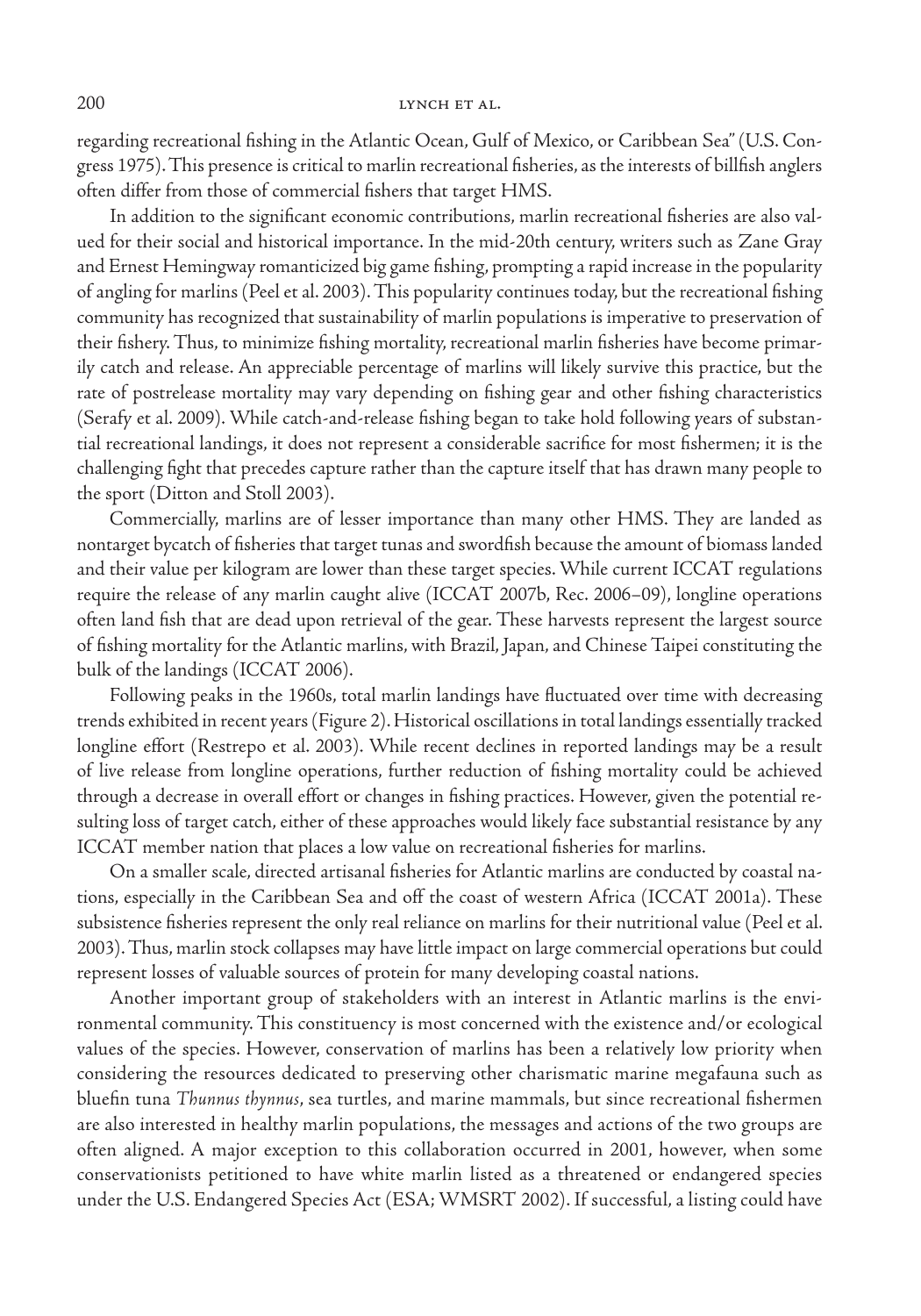regarding recreational fishing in the Atlantic Ocean, Gulf of Mexico, or Caribbean Sea" (U.S. Congress 1975). This presence is critical to marlin recreational fisheries, as the interests of billfish anglers often differ from those of commercial fishers that target HMS.

In addition to the significant economic contributions, marlin recreational fisheries are also valued for their social and historical importance. In the mid-20th century, writers such as Zane Gray and Ernest Hemingway romanticized big game fishing, prompting a rapid increase in the popularity of angling for marlins (Peel et al. 2003). This popularity continues today, but the recreational fishing community has recognized that sustainability of marlin populations is imperative to preservation of their fishery. Thus, to minimize fishing mortality, recreational marlin fisheries have become primarily catch and release. An appreciable percentage of marlins will likely survive this practice, but the rate of postrelease mortality may vary depending on fishing gear and other fishing characteristics (Serafy et al. 2009). While catch-and-release fishing began to take hold following years of substantial recreational landings, it does not represent a considerable sacrifice for most fishermen; it is the challenging fight that precedes capture rather than the capture itself that has drawn many people to the sport (Ditton and Stoll 2003).

Commercially, marlins are of lesser importance than many other HMS. They are landed as nontarget bycatch of fisheries that target tunas and swordfish because the amount of biomass landed and their value per kilogram are lower than these target species. While current ICCAT regulations require the release of any marlin caught alive (ICCAT 2007b, Rec. 2006–09), longline operations often land fish that are dead upon retrieval of the gear. These harvests represent the largest source of fishing mortality for the Atlantic marlins, with Brazil, Japan, and Chinese Taipei constituting the bulk of the landings (ICCAT 2006).

Following peaks in the 1960s, total marlin landings have fluctuated over time with decreasing trends exhibited in recent years (Figure 2). Historical oscillations in total landings essentially tracked longline effort (Restrepo et al. 2003). While recent declines in reported landings may be a result of live release from longline operations, further reduction of fishing mortality could be achieved through a decrease in overall effort or changes in fishing practices. However, given the potential resulting loss of target catch, either of these approaches would likely face substantial resistance by any ICCAT member nation that places a low value on recreational fisheries for marlins.

On a smaller scale, directed artisanal fisheries for Atlantic marlins are conducted by coastal nations, especially in the Caribbean Sea and off the coast of western Africa (ICCAT 2001a). These subsistence fisheries represent the only real reliance on marlins for their nutritional value (Peel et al. 2003). Thus, marlin stock collapses may have little impact on large commercial operations but could represent losses of valuable sources of protein for many developing coastal nations.

Another important group of stakeholders with an interest in Atlantic marlins is the environmental community. This constituency is most concerned with the existence and/or ecological values of the species. However, conservation of marlins has been a relatively low priority when considering the resources dedicated to preserving other charismatic marine megafauna such as bluefin tuna *Thunnus thynnus*, sea turtles, and marine mammals, but since recreational fishermen are also interested in healthy marlin populations, the messages and actions of the two groups are often aligned. A major exception to this collaboration occurred in 2001, however, when some conservationists petitioned to have white marlin listed as a threatened or endangered species under the U.S. Endangered Species Act (ESA; WMSRT 2002). If successful, a listing could have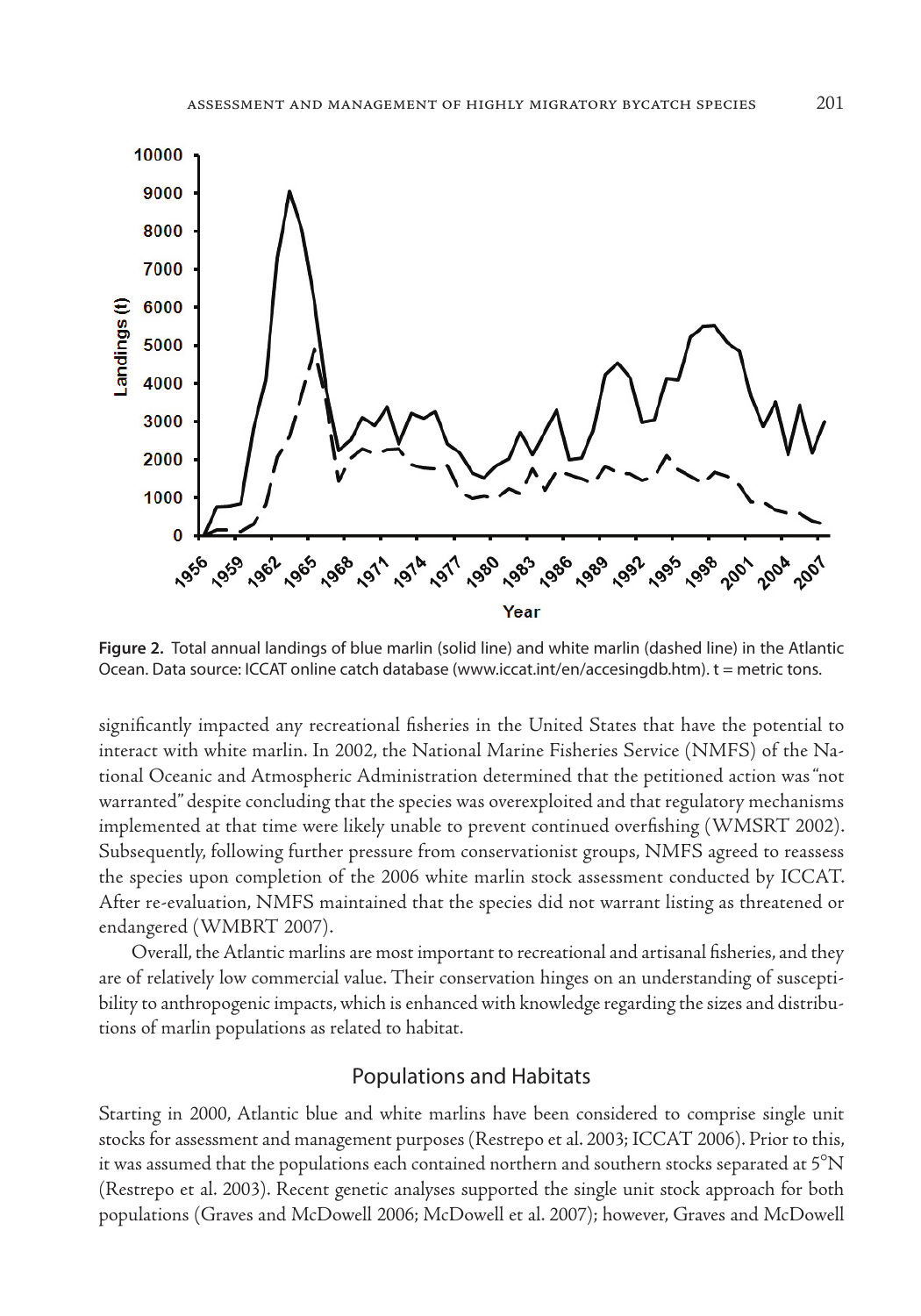Figure 2. Total annual landings of blue marlin (solid line) and white marlin (dashed line) in the Atlantic Ocean. Data source: ICCAT online catch database (www.iccat.int/en/accesingdb.htm). t = metric tons.

significantly impacted any recreational fisheries in the United States that have the potential to interact with white marlin. In 2002, the National Marine Fisheries Service (NMFS) of the National Oceanic and Atmospheric Administration determined that the petitioned action was "not warranted" despite concluding that the species was overexploited and that regulatory mechanisms implemented at that time were likely unable to prevent continued overfishing (WMSRT 2002). Subsequently, following further pressure from conservationist groups, NMFS agreed to reassess the species upon completion of the 2006 white marlin stock assessment conducted by ICCAT. After re-evaluation, NMFS maintained that the species did not warrant listing as threatened or endangered (WMBRT 2007).

Overall, the Atlantic marlins are most important to recreational and artisanal fisheries, and they are of relatively low commercial value. Their conservation hinges on an understanding of susceptibility to anthropogenic impacts, which is enhanced with knowledge regarding the sizes and distributions of marlin populations as related to habitat.

## Populations and Habitats

Starting in 2000, Atlantic blue and white marlins have been considered to comprise single unit stocks for assessment and management purposes (Restrepo et al. 2003; ICCAT 2006). Prior to this, it was assumed that the populations each contained northern and southern stocks separated at 5°N (Restrepo et al. 2003). Recent genetic analyses supported the single unit stock approach for both populations (Graves and McDowell 2006; McDowell et al. 2007); however, Graves and McDowell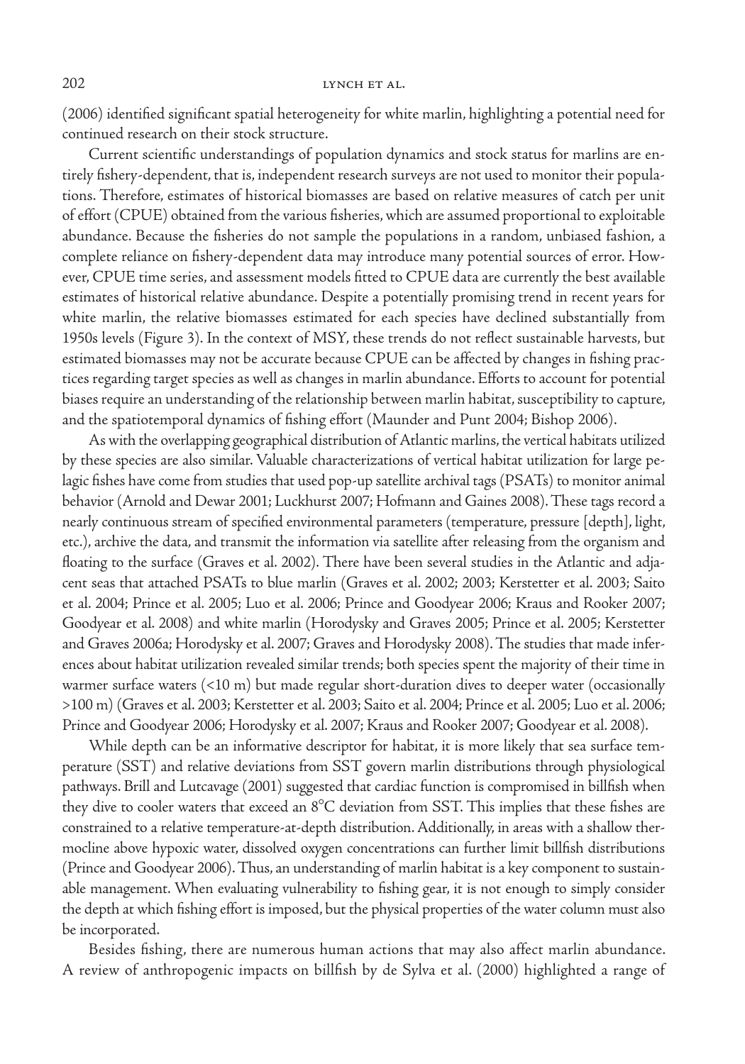(2006) identified significant spatial heterogeneity for white marlin, highlighting a potential need for continued research on their stock structure.

Current scientific understandings of population dynamics and stock status for marlins are entirely fishery-dependent, that is, independent research surveys are not used to monitor their populations. Therefore, estimates of historical biomasses are based on relative measures of catch per unit of effort (CPUE) obtained from the various fisheries, which are assumed proportional to exploitable abundance. Because the fisheries do not sample the populations in a random, unbiased fashion, a complete reliance on fishery-dependent data may introduce many potential sources of error. However, CPUE time series, and assessment models fitted to CPUE data are currently the best available estimates of historical relative abundance. Despite a potentially promising trend in recent years for white marlin, the relative biomasses estimated for each species have declined substantially from 1950s levels (Figure 3). In the context of MSY, these trends do not reflect sustainable harvests, but estimated biomasses may not be accurate because CPUE can be affected by changes in fishing practices regarding target species as well as changes in marlin abundance. Efforts to account for potential biases require an understanding of the relationship between marlin habitat, susceptibility to capture, and the spatiotemporal dynamics of fishing effort (Maunder and Punt 2004; Bishop 2006).

As with the overlapping geographical distribution of Atlantic marlins, the vertical habitats utilized by these species are also similar. Valuable characterizations of vertical habitat utilization for large pelagic fishes have come from studies that used pop-up satellite archival tags (PSATs) to monitor animal behavior (Arnold and Dewar 2001; Luckhurst 2007; Hofmann and Gaines 2008). These tags record a nearly continuous stream of specified environmental parameters (temperature, pressure [depth], light, etc.), archive the data, and transmit the information via satellite after releasing from the organism and floating to the surface (Graves et al. 2002). There have been several studies in the Atlantic and adjacent seas that attached PSATs to blue marlin (Graves et al. 2002; 2003; Kerstetter et al. 2003; Saito et al. 2004; Prince et al. 2005; Luo et al. 2006; Prince and Goodyear 2006; Kraus and Rooker 2007; Goodyear et al. 2008) and white marlin (Horodysky and Graves 2005; Prince et al. 2005; Kerstetter and Graves 2006a; Horodysky et al. 2007; Graves and Horodysky 2008). The studies that made inferences about habitat utilization revealed similar trends; both species spent the majority of their time in warmer surface waters (<10 m) but made regular short-duration dives to deeper water (occasionally >100 m) (Graves et al. 2003; Kerstetter et al. 2003; Saito et al. 2004; Prince et al. 2005; Luo et al. 2006; Prince and Goodyear 2006; Horodysky et al. 2007; Kraus and Rooker 2007; Goodyear et al. 2008).

While depth can be an informative descriptor for habitat, it is more likely that sea surface temperature (SST) and relative deviations from SST govern marlin distributions through physiological pathways. Brill and Lutcavage (2001) suggested that cardiac function is compromised in billfish when they dive to cooler waters that exceed an 8°C deviation from SST. This implies that these fishes are constrained to a relative temperature-at-depth distribution. Additionally, in areas with a shallow thermocline above hypoxic water, dissolved oxygen concentrations can further limit billfish distributions (Prince and Goodyear 2006). Thus, an understanding of marlin habitat is a key component to sustainable management. When evaluating vulnerability to fishing gear, it is not enough to simply consider the depth at which fishing effort is imposed, but the physical properties of the water column must also be incorporated.

Besides fishing, there are numerous human actions that may also affect marlin abundance. A review of anthropogenic impacts on billfish by de Sylva et al. (2000) highlighted a range of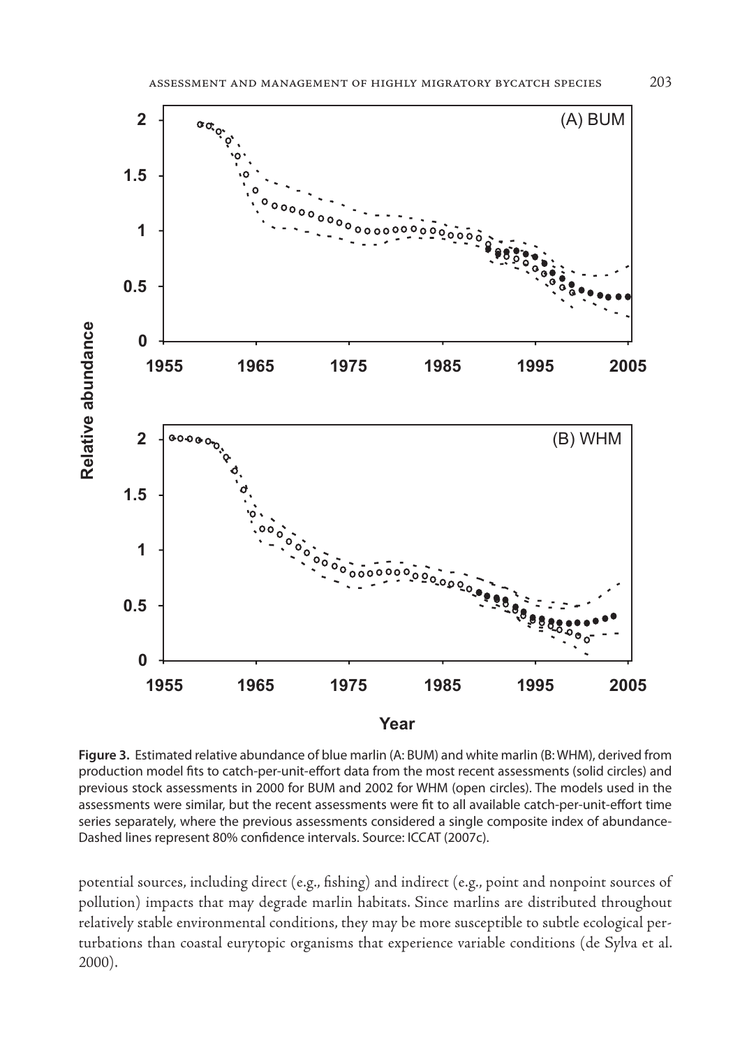**Figure 3.** Estimated relative abundance of blue marlin (A: BUM) and white marlin (B: WHM), derived from production model fits to catch-per-unit-effort data from the most recent assessments (solid circles) and previous stock assessments in 2000 for BUM and 2002 for WHM (open circles). The models used in the assessments were similar, but the recent assessments were fit to all available catch-per-unit-effort time series separately, where the previous assessments considered a single composite index of abundance-Dashed lines represent 80% confidence intervals. Source: ICCAT (2007c).

potential sources, including direct (e.g., fishing) and indirect (e.g., point and nonpoint sources of pollution) impacts that may degrade marlin habitats. Since marlins are distributed throughout relatively stable environmental conditions, they may be more susceptible to subtle ecological perturbations than coastal eurytopic organisms that experience variable conditions (de Sylva et al. 2000).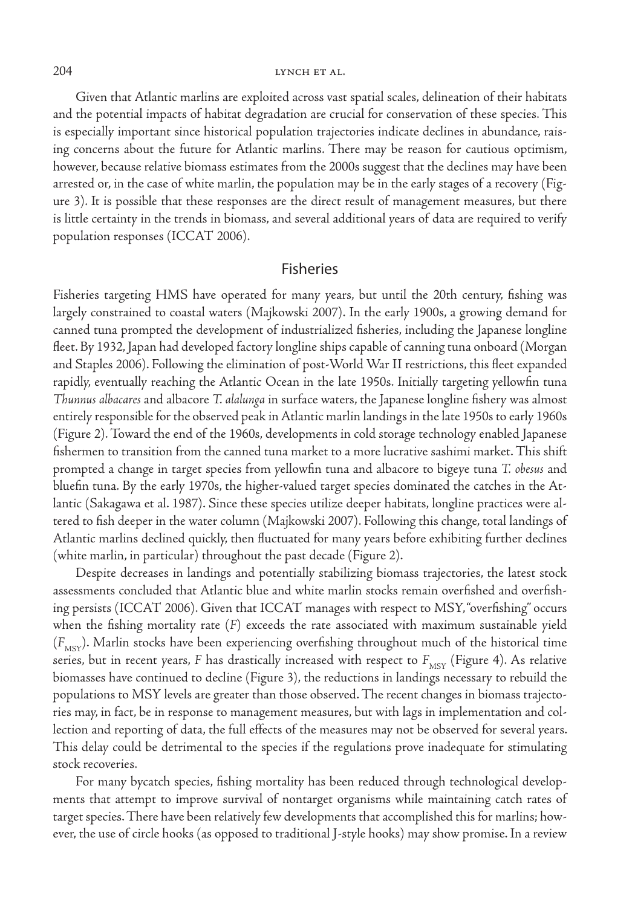Given that Atlantic marlins are exploited across vast spatial scales, delineation of their habitats and the potential impacts of habitat degradation are crucial for conservation of these species. This is especially important since historical population trajectories indicate declines in abundance, raising concerns about the future for Atlantic marlins. There may be reason for cautious optimism, however, because relative biomass estimates from the 2000s suggest that the declines may have been arrested or, in the case of white marlin, the population may be in the early stages of a recovery (Figure 3). It is possible that these responses are the direct result of management measures, but there is little certainty in the trends in biomass, and several additional years of data are required to verify population responses (ICCAT 2006).

## Fisheries

Fisheries targeting HMS have operated for many years, but until the 20th century, fishing was largely constrained to coastal waters (Majkowski 2007). In the early 1900s, a growing demand for canned tuna prompted the development of industrialized fisheries, including the Japanese longline fleet. By 1932, Japan had developed factory longline ships capable of canning tuna onboard (Morgan and Staples 2006). Following the elimination of post-World War II restrictions, this fleet expanded rapidly, eventually reaching the Atlantic Ocean in the late 1950s. Initially targeting yellowfin tuna *Thunnus albacares* and albacore *T. alalunga* in surface waters, the Japanese longline fishery was almost entirely responsible for the observed peak in Atlantic marlin landings in the late 1950s to early 1960s (Figure 2). Toward the end of the 1960s, developments in cold storage technology enabled Japanese fishermen to transition from the canned tuna market to a more lucrative sashimi market. This shift prompted a change in target species from yellowfin tuna and albacore to bigeye tuna *T. obesus* and bluefin tuna. By the early 1970s, the higher-valued target species dominated the catches in the Atlantic (Sakagawa et al. 1987). Since these species utilize deeper habitats, longline practices were altered to fish deeper in the water column (Majkowski 2007). Following this change, total landings of Atlantic marlins declined quickly, then fluctuated for many years before exhibiting further declines (white marlin, in particular) throughout the past decade (Figure 2).

Despite decreases in landings and potentially stabilizing biomass trajectories, the latest stock assessments concluded that Atlantic blue and white marlin stocks remain overfished and overfishing persists (ICCAT 2006). Given that ICCAT manages with respect to MSY, "overfishing" occurs when the fishing mortality rate ($F$) exceeds the rate associated with maximum sustainable yield ($F_{MSY}$). Marlin stocks have been experiencing overfishing throughout much of the historical time series, but in recent years, $F$ has drastically increased with respect to $F_{MSY}$ (Figure 4). As relative biomasses have continued to decline (Figure 3), the reductions in landings necessary to rebuild the populations to MSY levels are greater than those observed. The recent changes in biomass trajectories may, in fact, be in response to management measures, but with lags in implementation and collection and reporting of data, the full effects of the measures may not be observed for several years. This delay could be detrimental to the species if the regulations prove inadequate for stimulating stock recoveries.

For many bycatch species, fishing mortality has been reduced through technological developments that attempt to improve survival of nontarget organisms while maintaining catch rates of target species. There have been relatively few developments that accomplished this for marlins; however, the use of circle hooks (as opposed to traditional J-style hooks) may show promise. In a review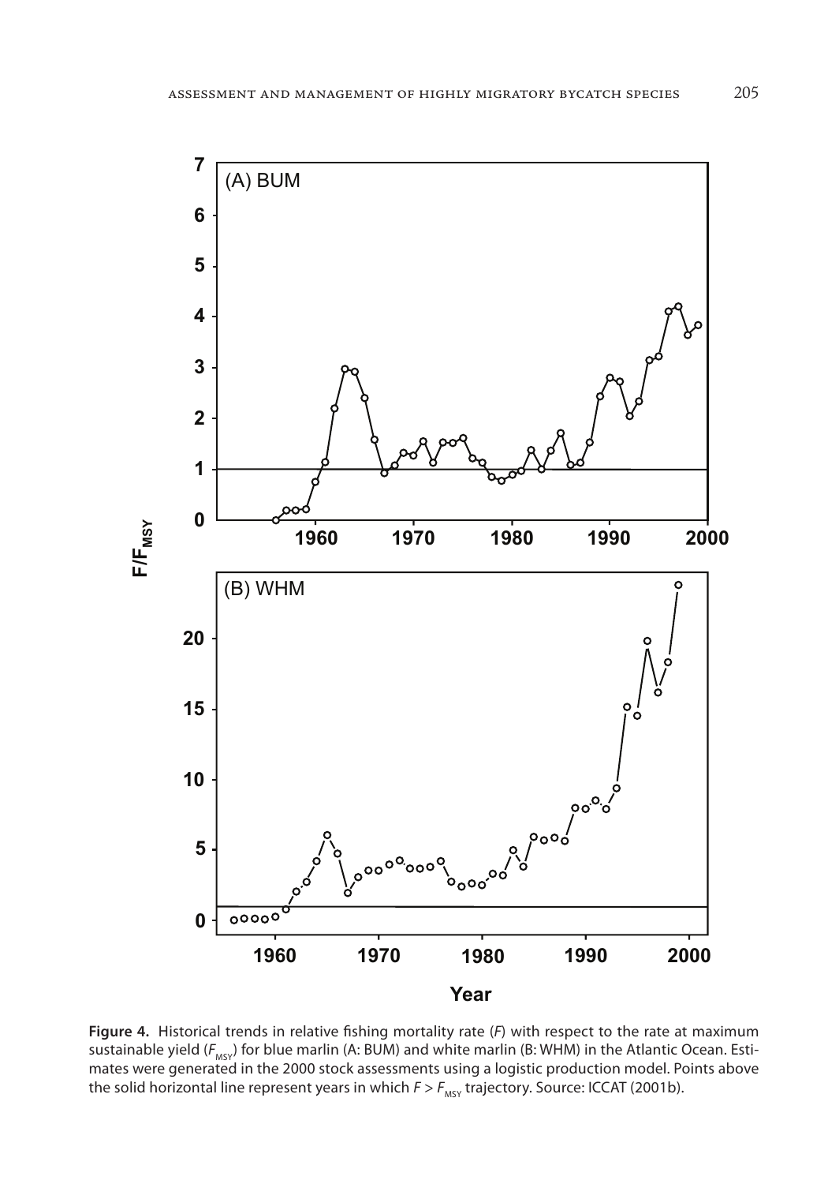**Figure 4.** Historical trends in relative fishing mortality rate ($F$) with respect to the rate at maximum sustainable yield ($F_{MSY}$) for blue marlin (A: BUM) and white marlin (B: WHM) in the Atlantic Ocean. Estimates were generated in the 2000 stock assessments using a logistic production model. Points above the solid horizontal line represent years in which $F > F_{MSY}$ trajectory. Source: ICCAT (2001b).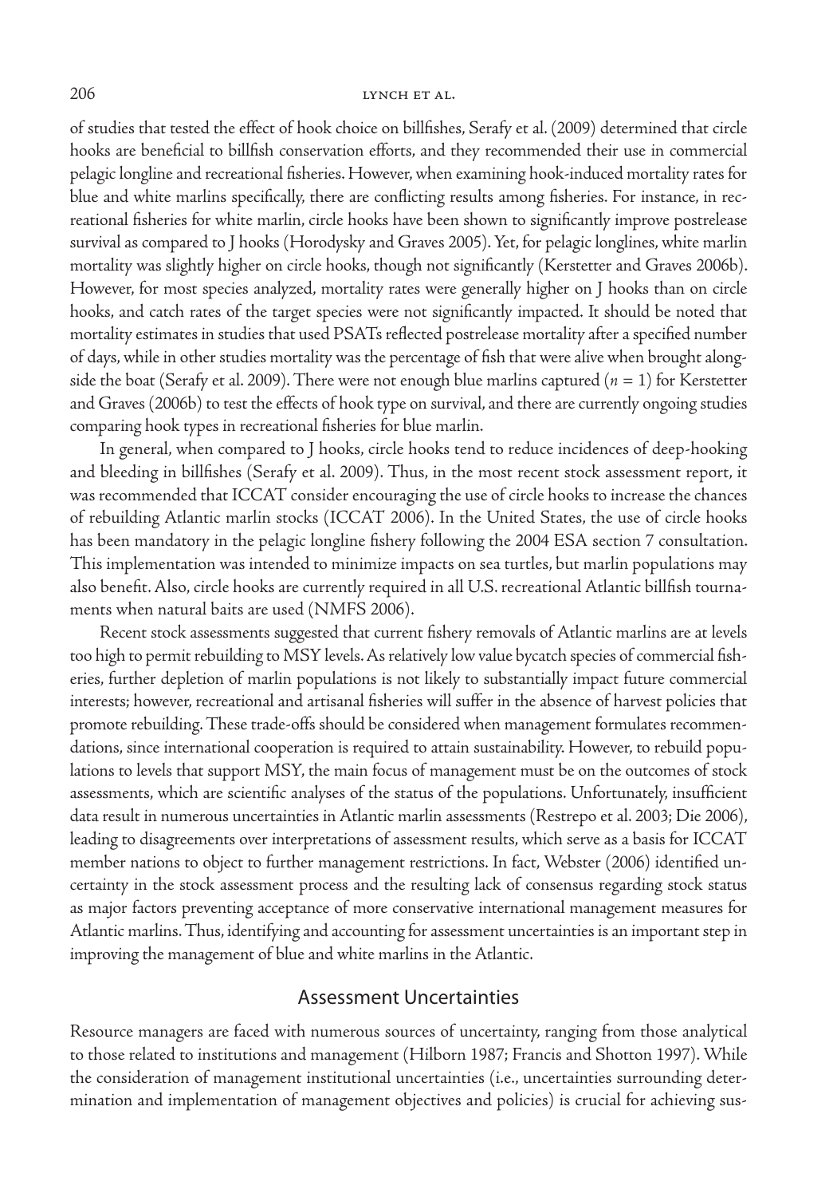of studies that tested the effect of hook choice on billfishes, Serafy et al. (2009) determined that circle hooks are beneficial to billfish conservation efforts, and they recommended their use in commercial pelagic longline and recreational fisheries. However, when examining hook-induced mortality rates for blue and white marlins specifically, there are conflicting results among fisheries. For instance, in recreational fisheries for white marlin, circle hooks have been shown to significantly improve postrelease survival as compared to J hooks (Horodysky and Graves 2005). Yet, for pelagic longlines, white marlin mortality was slightly higher on circle hooks, though not significantly (Kerstetter and Graves 2006b). However, for most species analyzed, mortality rates were generally higher on J hooks than on circle hooks, and catch rates of the target species were not significantly impacted. It should be noted that mortality estimates in studies that used PSATs reflected postrelease mortality after a specified number of days, while in other studies mortality was the percentage of fish that were alive when brought alongside the boat (Serafy et al. 2009). There were not enough blue marlins captured ($n = 1$) for Kerstetter and Graves (2006b) to test the effects of hook type on survival, and there are currently ongoing studies comparing hook types in recreational fisheries for blue marlin.

In general, when compared to J hooks, circle hooks tend to reduce incidences of deep-hooking and bleeding in billfishes (Serafy et al. 2009). Thus, in the most recent stock assessment report, it was recommended that ICCAT consider encouraging the use of circle hooks to increase the chances of rebuilding Atlantic marlin stocks (ICCAT 2006). In the United States, the use of circle hooks has been mandatory in the pelagic longline fishery following the 2004 ESA section 7 consultation. This implementation was intended to minimize impacts on sea turtles, but marlin populations may also benefit. Also, circle hooks are currently required in all U.S. recreational Atlantic billfish tournaments when natural baits are used (NMFS 2006).

Recent stock assessments suggested that current fishery removals of Atlantic marlins are at levels too high to permit rebuilding to MSY levels. As relatively low value bycatch species of commercial fisheries, further depletion of marlin populations is not likely to substantially impact future commercial interests; however, recreational and artisanal fisheries will suffer in the absence of harvest policies that promote rebuilding. These trade-offs should be considered when management formulates recommendations, since international cooperation is required to attain sustainability. However, to rebuild populations to levels that support MSY, the main focus of management must be on the outcomes of stock assessments, which are scientific analyses of the status of the populations. Unfortunately, insufficient data result in numerous uncertainties in Atlantic marlin assessments (Restrepo et al. 2003; Die 2006), leading to disagreements over interpretations of assessment results, which serve as a basis for ICCAT member nations to object to further management restrictions. In fact, Webster (2006) identified uncertainty in the stock assessment process and the resulting lack of consensus regarding stock status as major factors preventing acceptance of more conservative international management measures for Atlantic marlins. Thus, identifying and accounting for assessment uncertainties is an important step in improving the management of blue and white marlins in the Atlantic.

## Assessment Uncertainties

Resource managers are faced with numerous sources of uncertainty, ranging from those analytical to those related to institutions and management (Hilborn 1987; Francis and Shotton 1997). While the consideration of management institutional uncertainties (i.e., uncertainties surrounding determination and implementation of management objectives and policies) is crucial for achieving sus-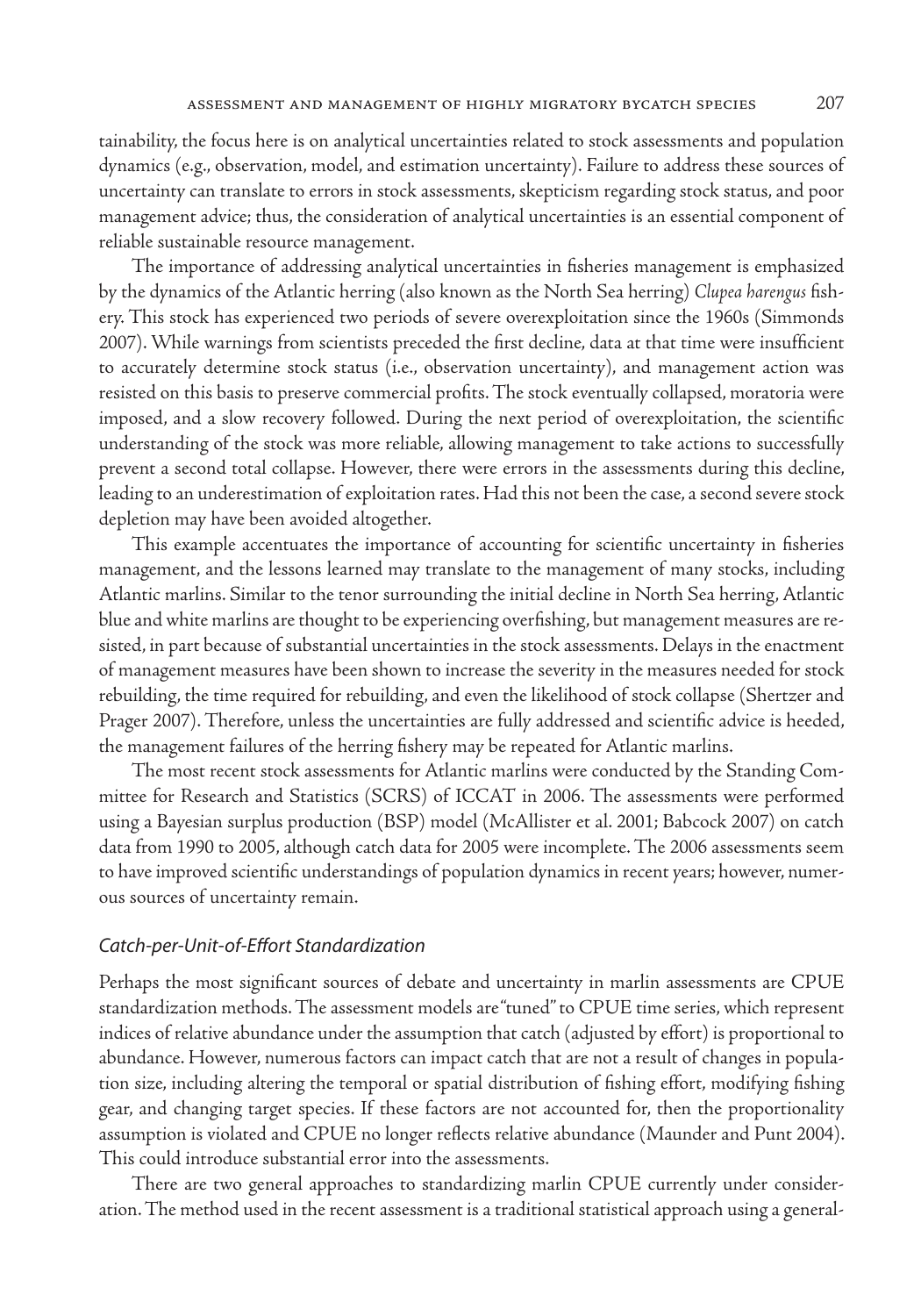tainability, the focus here is on analytical uncertainties related to stock assessments and population dynamics (e.g., observation, model, and estimation uncertainty). Failure to address these sources of uncertainty can translate to errors in stock assessments, skepticism regarding stock status, and poor management advice; thus, the consideration of analytical uncertainties is an essential component of reliable sustainable resource management.

The importance of addressing analytical uncertainties in fisheries management is emphasized by the dynamics of the Atlantic herring (also known as the North Sea herring) *Clupea harengus* fishery. This stock has experienced two periods of severe overexploitation since the 1960s (Simmonds 2007). While warnings from scientists preceded the first decline, data at that time were insufficient to accurately determine stock status (i.e., observation uncertainty), and management action was resisted on this basis to preserve commercial profits. The stock eventually collapsed, moratoria were imposed, and a slow recovery followed. During the next period of overexploitation, the scientific understanding of the stock was more reliable, allowing management to take actions to successfully prevent a second total collapse. However, there were errors in the assessments during this decline, leading to an underestimation of exploitation rates. Had this not been the case, a second severe stock depletion may have been avoided altogether.

This example accentuates the importance of accounting for scientific uncertainty in fisheries management, and the lessons learned may translate to the management of many stocks, including Atlantic marlins. Similar to the tenor surrounding the initial decline in North Sea herring, Atlantic blue and white marlins are thought to be experiencing overfishing, but management measures are resisted, in part because of substantial uncertainties in the stock assessments. Delays in the enactment of management measures have been shown to increase the severity in the measures needed for stock rebuilding, the time required for rebuilding, and even the likelihood of stock collapse (Shertzer and Prager 2007). Therefore, unless the uncertainties are fully addressed and scientific advice is heeded, the management failures of the herring fishery may be repeated for Atlantic marlins.

The most recent stock assessments for Atlantic marlins were conducted by the Standing Committee for Research and Statistics (SCRS) of ICCAT in 2006. The assessments were performed using a Bayesian surplus production (BSP) model (McAllister et al. 2001; Babcock 2007) on catch data from 1990 to 2005, although catch data for 2005 were incomplete. The 2006 assessments seem to have improved scientific understandings of population dynamics in recent years; however, numerous sources of uncertainty remain.

### *Catch-per-Unit-of-Effort Standardization*

Perhaps the most significant sources of debate and uncertainty in marlin assessments are CPUE standardization methods. The assessment models are "tuned" to CPUE time series, which represent indices of relative abundance under the assumption that catch (adjusted by effort) is proportional to abundance. However, numerous factors can impact catch that are not a result of changes in population size, including altering the temporal or spatial distribution of fishing effort, modifying fishing gear, and changing target species. If these factors are not accounted for, then the proportionality assumption is violated and CPUE no longer reflects relative abundance (Maunder and Punt 2004). This could introduce substantial error into the assessments.

There are two general approaches to standardizing marlin CPUE currently under consideration. The method used in the recent assessment is a traditional statistical approach using a general-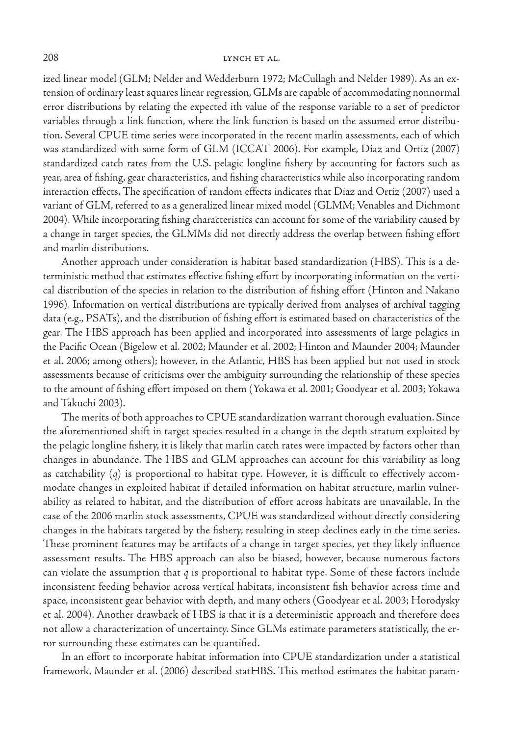ized linear model (GLM; Nelder and Wedderburn 1972; McCullagh and Nelder 1989). As an extension of ordinary least squares linear regression, GLMs are capable of accommodating nonnormal error distributions by relating the expected ith value of the response variable to a set of predictor variables through a link function, where the link function is based on the assumed error distribution. Several CPUE time series were incorporated in the recent marlin assessments, each of which was standardized with some form of GLM (ICCAT 2006). For example, Diaz and Ortiz (2007) standardized catch rates from the U.S. pelagic longline fishery by accounting for factors such as year, area of fishing, gear characteristics, and fishing characteristics while also incorporating random interaction effects. The specification of random effects indicates that Diaz and Ortiz (2007) used a variant of GLM, referred to as a generalized linear mixed model (GLMM; Venables and Dichmont 2004). While incorporating fishing characteristics can account for some of the variability caused by a change in target species, the GLMMs did not directly address the overlap between fishing effort and marlin distributions.

Another approach under consideration is habitat based standardization (HBS). This is a deterministic method that estimates effective fishing effort by incorporating information on the vertical distribution of the species in relation to the distribution of fishing effort (Hinton and Nakano 1996). Information on vertical distributions are typically derived from analyses of archival tagging data (e.g., PSATs), and the distribution of fishing effort is estimated based on characteristics of the gear. The HBS approach has been applied and incorporated into assessments of large pelagics in the Pacific Ocean (Bigelow et al. 2002; Maunder et al. 2002; Hinton and Maunder 2004; Maunder et al. 2006; among others); however, in the Atlantic, HBS has been applied but not used in stock assessments because of criticisms over the ambiguity surrounding the relationship of these species to the amount of fishing effort imposed on them (Yokawa et al. 2001; Goodyear et al. 2003; Yokawa and Takuchi 2003).

The merits of both approaches to CPUE standardization warrant thorough evaluation. Since the aforementioned shift in target species resulted in a change in the depth stratum exploited by the pelagic longline fishery, it is likely that marlin catch rates were impacted by factors other than changes in abundance. The HBS and GLM approaches can account for this variability as long as catchability ($q$) is proportional to habitat type. However, it is difficult to effectively accommodate changes in exploited habitat if detailed information on habitat structure, marlin vulnerability as related to habitat, and the distribution of effort across habitats are unavailable. In the case of the 2006 marlin stock assessments, CPUE was standardized without directly considering changes in the habitats targeted by the fishery, resulting in steep declines early in the time series. These prominent features may be artifacts of a change in target species, yet they likely influence assessment results. The HBS approach can also be biased, however, because numerous factors can violate the assumption that $q$ is proportional to habitat type. Some of these factors include inconsistent feeding behavior across vertical habitats, inconsistent fish behavior across time and space, inconsistent gear behavior with depth, and many others (Goodyear et al. 2003; Horodysky et al. 2004). Another drawback of HBS is that it is a deterministic approach and therefore does not allow a characterization of uncertainty. Since GLMs estimate parameters statistically, the error surrounding these estimates can be quantified.

In an effort to incorporate habitat information into CPUE standardization under a statistical framework, Maunder et al. (2006) described statHBS. This method estimates the habitat param-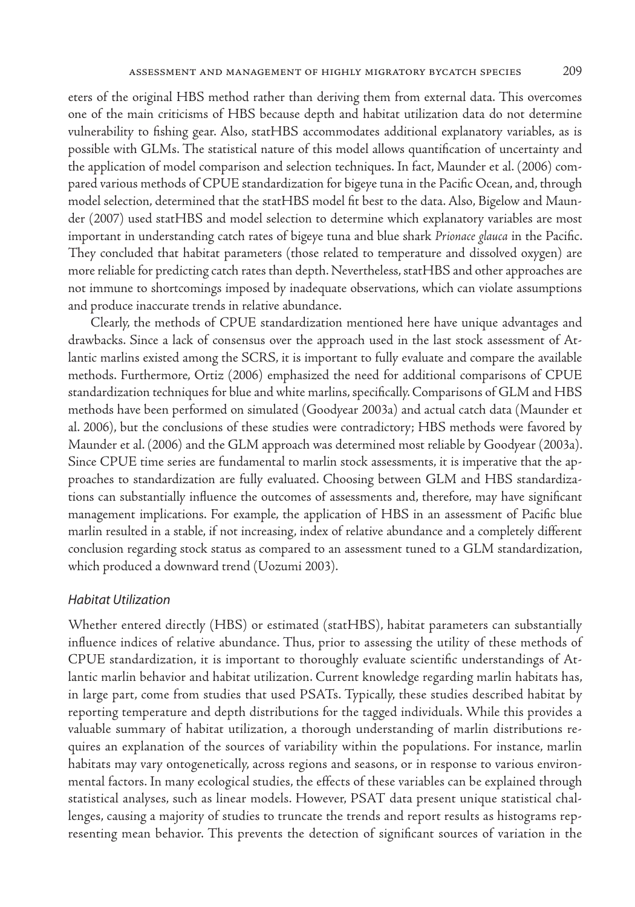eters of the original HBS method rather than deriving them from external data. This overcomes one of the main criticisms of HBS because depth and habitat utilization data do not determine vulnerability to fishing gear. Also, statHBS accommodates additional explanatory variables, as is possible with GLMs. The statistical nature of this model allows quantification of uncertainty and the application of model comparison and selection techniques. In fact, Maunder et al. (2006) compared various methods of CPUE standardization for bigeye tuna in the Pacific Ocean, and, through model selection, determined that the statHBS model fit best to the data. Also, Bigelow and Maunder (2007) used statHBS and model selection to determine which explanatory variables are most important in understanding catch rates of bigeye tuna and blue shark *Prionace glauca* in the Pacific. They concluded that habitat parameters (those related to temperature and dissolved oxygen) are more reliable for predicting catch rates than depth. Nevertheless, statHBS and other approaches are not immune to shortcomings imposed by inadequate observations, which can violate assumptions and produce inaccurate trends in relative abundance.

Clearly, the methods of CPUE standardization mentioned here have unique advantages and drawbacks. Since a lack of consensus over the approach used in the last stock assessment of Atlantic marlins existed among the SCRS, it is important to fully evaluate and compare the available methods. Furthermore, Ortiz (2006) emphasized the need for additional comparisons of CPUE standardization techniques for blue and white marlins, specifically. Comparisons of GLM and HBS methods have been performed on simulated (Goodyear 2003a) and actual catch data (Maunder et al. 2006), but the conclusions of these studies were contradictory; HBS methods were favored by Maunder et al. (2006) and the GLM approach was determined most reliable by Goodyear (2003a). Since CPUE time series are fundamental to marlin stock assessments, it is imperative that the approaches to standardization are fully evaluated. Choosing between GLM and HBS standardizations can substantially influence the outcomes of assessments and, therefore, may have significant management implications. For example, the application of HBS in an assessment of Pacific blue marlin resulted in a stable, if not increasing, index of relative abundance and a completely different conclusion regarding stock status as compared to an assessment tuned to a GLM standardization, which produced a downward trend (Uozumi 2003).

### *Habitat Utilization*

Whether entered directly (HBS) or estimated (statHBS), habitat parameters can substantially influence indices of relative abundance. Thus, prior to assessing the utility of these methods of CPUE standardization, it is important to thoroughly evaluate scientific understandings of Atlantic marlin behavior and habitat utilization. Current knowledge regarding marlin habitats has, in large part, come from studies that used PSATs. Typically, these studies described habitat by reporting temperature and depth distributions for the tagged individuals. While this provides a valuable summary of habitat utilization, a thorough understanding of marlin distributions requires an explanation of the sources of variability within the populations. For instance, marlin habitats may vary ontogenetically, across regions and seasons, or in response to various environmental factors. In many ecological studies, the effects of these variables can be explained through statistical analyses, such as linear models. However, PSAT data present unique statistical challenges, causing a majority of studies to truncate the trends and report results as histograms representing mean behavior. This prevents the detection of significant sources of variation in the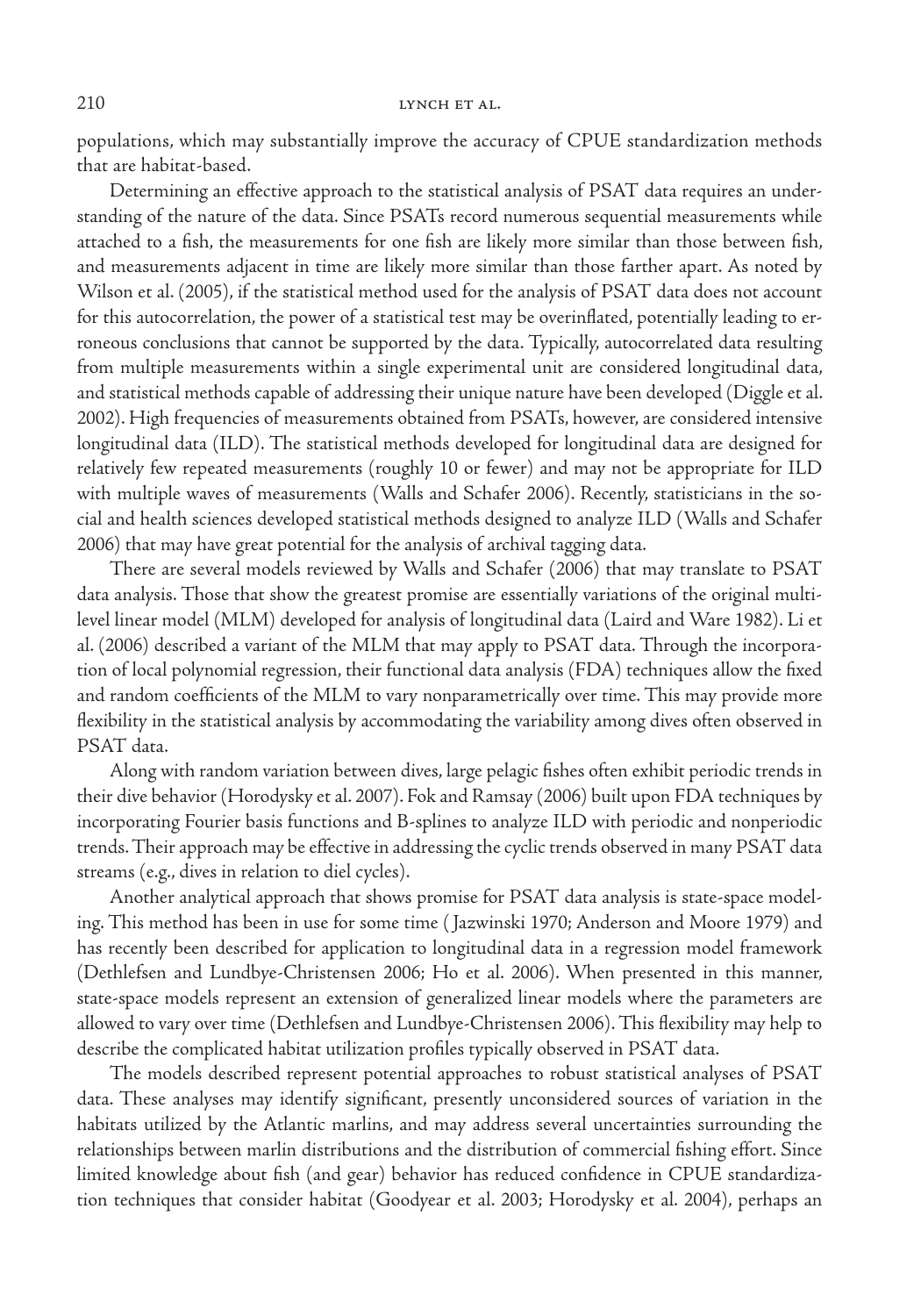populations, which may substantially improve the accuracy of CPUE standardization methods that are habitat-based.

Determining an effective approach to the statistical analysis of PSAT data requires an understanding of the nature of the data. Since PSATs record numerous sequential measurements while attached to a fish, the measurements for one fish are likely more similar than those between fish, and measurements adjacent in time are likely more similar than those farther apart. As noted by Wilson et al. (2005), if the statistical method used for the analysis of PSAT data does not account for this autocorrelation, the power of a statistical test may be overinflated, potentially leading to erroneous conclusions that cannot be supported by the data. Typically, autocorrelated data resulting from multiple measurements within a single experimental unit are considered longitudinal data, and statistical methods capable of addressing their unique nature have been developed (Diggle et al. 2002). High frequencies of measurements obtained from PSATs, however, are considered intensive longitudinal data (ILD). The statistical methods developed for longitudinal data are designed for relatively few repeated measurements (roughly 10 or fewer) and may not be appropriate for ILD with multiple waves of measurements (Walls and Schafer 2006). Recently, statisticians in the social and health sciences developed statistical methods designed to analyze ILD (Walls and Schafer 2006) that may have great potential for the analysis of archival tagging data.

There are several models reviewed by Walls and Schafer (2006) that may translate to PSAT data analysis. Those that show the greatest promise are essentially variations of the original multilevel linear model (MLM) developed for analysis of longitudinal data (Laird and Ware 1982). Li et al. (2006) described a variant of the MLM that may apply to PSAT data. Through the incorporation of local polynomial regression, their functional data analysis (FDA) techniques allow the fixed and random coefficients of the MLM to vary nonparametrically over time. This may provide more flexibility in the statistical analysis by accommodating the variability among dives often observed in PSAT data.

Along with random variation between dives, large pelagic fishes often exhibit periodic trends in their dive behavior (Horodysky et al. 2007). Fok and Ramsay (2006) built upon FDA techniques by incorporating Fourier basis functions and B-splines to analyze ILD with periodic and nonperiodic trends. Their approach may be effective in addressing the cyclic trends observed in many PSAT data streams (e.g., dives in relation to diel cycles).

Another analytical approach that shows promise for PSAT data analysis is state-space modeling. This method has been in use for some time (Jazwinski 1970; Anderson and Moore 1979) and has recently been described for application to longitudinal data in a regression model framework (Dethlefsen and Lundbye-Christensen 2006; Ho et al. 2006). When presented in this manner, state-space models represent an extension of generalized linear models where the parameters are allowed to vary over time (Dethlefsen and Lundbye-Christensen 2006). This flexibility may help to describe the complicated habitat utilization profiles typically observed in PSAT data.

The models described represent potential approaches to robust statistical analyses of PSAT data. These analyses may identify significant, presently unconsidered sources of variation in the habitats utilized by the Atlantic marlins, and may address several uncertainties surrounding the relationships between marlin distributions and the distribution of commercial fishing effort. Since limited knowledge about fish (and gear) behavior has reduced confidence in CPUE standardization techniques that consider habitat (Goodyear et al. 2003; Horodysky et al. 2004), perhaps an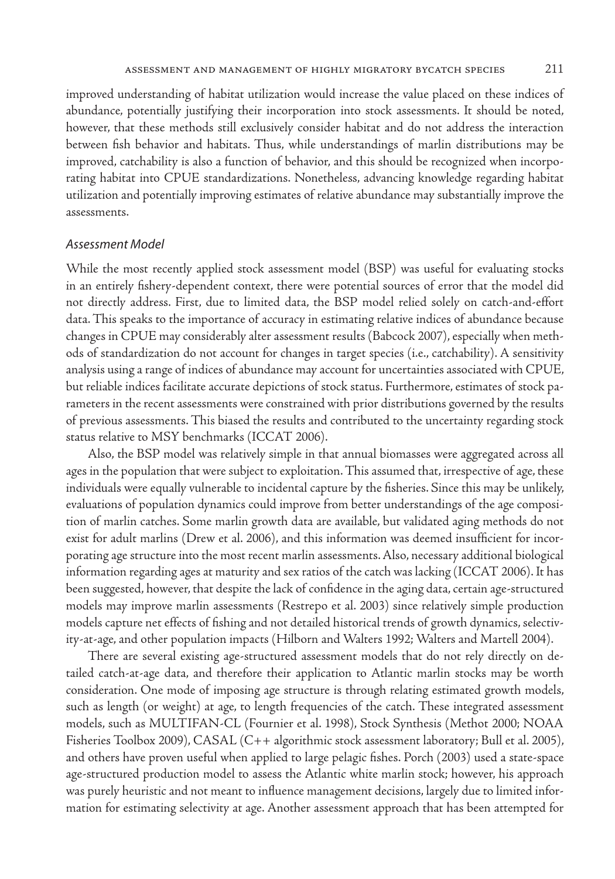improved understanding of habitat utilization would increase the value placed on these indices of abundance, potentially justifying their incorporation into stock assessments. It should be noted, however, that these methods still exclusively consider habitat and do not address the interaction between fish behavior and habitats. Thus, while understandings of marlin distributions may be improved, catchability is also a function of behavior, and this should be recognized when incorporating habitat into CPUE standardizations. Nonetheless, advancing knowledge regarding habitat utilization and potentially improving estimates of relative abundance may substantially improve the assessments.

### *Assessment Model*

While the most recently applied stock assessment model (BSP) was useful for evaluating stocks in an entirely fishery-dependent context, there were potential sources of error that the model did not directly address. First, due to limited data, the BSP model relied solely on catch-and-effort data. This speaks to the importance of accuracy in estimating relative indices of abundance because changes in CPUE may considerably alter assessment results (Babcock 2007), especially when methods of standardization do not account for changes in target species (i.e., catchability). A sensitivity analysis using a range of indices of abundance may account for uncertainties associated with CPUE, but reliable indices facilitate accurate depictions of stock status. Furthermore, estimates of stock parameters in the recent assessments were constrained with prior distributions governed by the results of previous assessments. This biased the results and contributed to the uncertainty regarding stock status relative to MSY benchmarks (ICCAT 2006).

Also, the BSP model was relatively simple in that annual biomasses were aggregated across all ages in the population that were subject to exploitation. This assumed that, irrespective of age, these individuals were equally vulnerable to incidental capture by the fisheries. Since this may be unlikely, evaluations of population dynamics could improve from better understandings of the age composition of marlin catches. Some marlin growth data are available, but validated aging methods do not exist for adult marlins (Drew et al. 2006), and this information was deemed insufficient for incorporating age structure into the most recent marlin assessments. Also, necessary additional biological information regarding ages at maturity and sex ratios of the catch was lacking (ICCAT 2006). It has been suggested, however, that despite the lack of confidence in the aging data, certain age-structured models may improve marlin assessments (Restrepo et al. 2003) since relatively simple production models capture net effects of fishing and not detailed historical trends of growth dynamics, selectivity-at-age, and other population impacts (Hilborn and Walters 1992; Walters and Martell 2004).

There are several existing age-structured assessment models that do not rely directly on detailed catch-at-age data, and therefore their application to Atlantic marlin stocks may be worth consideration. One mode of imposing age structure is through relating estimated growth models, such as length (or weight) at age, to length frequencies of the catch. These integrated assessment models, such as MULTIFAN-CL (Fournier et al. 1998), Stock Synthesis (Methot 2000; NOAA Fisheries Toolbox 2009), CASAL (C++ algorithmic stock assessment laboratory; Bull et al. 2005), and others have proven useful when applied to large pelagic fishes. Porch (2003) used a state-space age-structured production model to assess the Atlantic white marlin stock; however, his approach was purely heuristic and not meant to influence management decisions, largely due to limited information for estimating selectivity at age. Another assessment approach that has been attempted for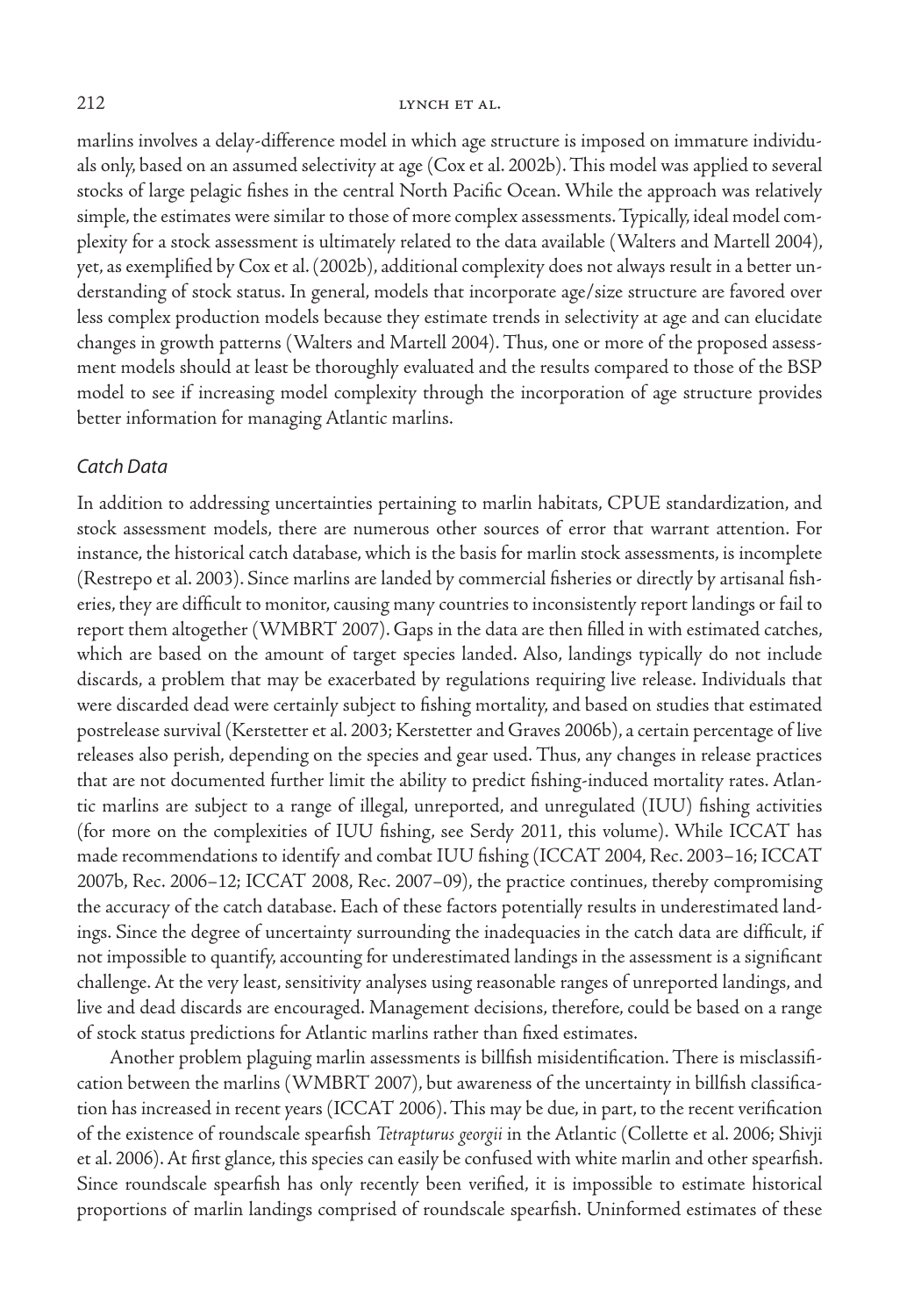marlins involves a delay-difference model in which age structure is imposed on immature individuals only, based on an assumed selectivity at age (Cox et al. 2002b). This model was applied to several stocks of large pelagic fishes in the central North Pacific Ocean. While the approach was relatively simple, the estimates were similar to those of more complex assessments. Typically, ideal model complexity for a stock assessment is ultimately related to the data available (Walters and Martell 2004), yet, as exemplified by Cox et al. (2002b), additional complexity does not always result in a better understanding of stock status. In general, models that incorporate age/size structure are favored over less complex production models because they estimate trends in selectivity at age and can elucidate changes in growth patterns (Walters and Martell 2004). Thus, one or more of the proposed assessment models should at least be thoroughly evaluated and the results compared to those of the BSP model to see if increasing model complexity through the incorporation of age structure provides better information for managing Atlantic marlins.

### *Catch Data*

In addition to addressing uncertainties pertaining to marlin habitats, CPUE standardization, and stock assessment models, there are numerous other sources of error that warrant attention. For instance, the historical catch database, which is the basis for marlin stock assessments, is incomplete (Restrepo et al. 2003). Since marlins are landed by commercial fisheries or directly by artisanal fisheries, they are difficult to monitor, causing many countries to inconsistently report landings or fail to report them altogether (WMBRT 2007). Gaps in the data are then filled in with estimated catches, which are based on the amount of target species landed. Also, landings typically do not include discards, a problem that may be exacerbated by regulations requiring live release. Individuals that were discarded dead were certainly subject to fishing mortality, and based on studies that estimated postrelease survival (Kerstetter et al. 2003; Kerstetter and Graves 2006b), a certain percentage of live releases also perish, depending on the species and gear used. Thus, any changes in release practices that are not documented further limit the ability to predict fishing-induced mortality rates. Atlantic marlins are subject to a range of illegal, unreported, and unregulated (IUU) fishing activities (for more on the complexities of IUU fishing, see Serdy 2011, this volume). While ICCAT has made recommendations to identify and combat IUU fishing (ICCAT 2004, Rec. 2003–16; ICCAT 2007b, Rec. 2006–12; ICCAT 2008, Rec. 2007–09), the practice continues, thereby compromising the accuracy of the catch database. Each of these factors potentially results in underestimated landings. Since the degree of uncertainty surrounding the inadequacies in the catch data are difficult, if not impossible to quantify, accounting for underestimated landings in the assessment is a significant challenge. At the very least, sensitivity analyses using reasonable ranges of unreported landings, and live and dead discards are encouraged. Management decisions, therefore, could be based on a range of stock status predictions for Atlantic marlins rather than fixed estimates.

Another problem plaguing marlin assessments is billfish misidentification. There is misclassification between the marlins (WMBRT 2007), but awareness of the uncertainty in billfish classification has increased in recent years (ICCAT 2006). This may be due, in part, to the recent verification of the existence of roundscale spearfish *Tetrapturus georgii* in the Atlantic (Collette et al. 2006; Shivji et al. 2006). At first glance, this species can easily be confused with white marlin and other spearfish. Since roundscale spearfish has only recently been verified, it is impossible to estimate historical proportions of marlin landings comprised of roundscale spearfish. Uninformed estimates of these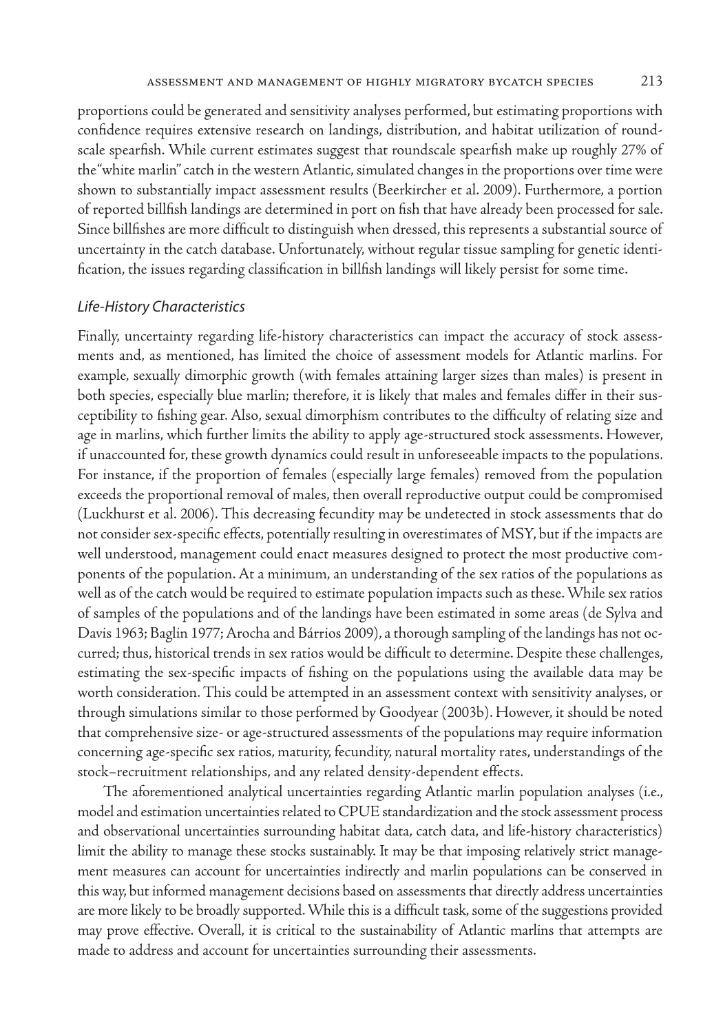proportions could be generated and sensitivity analyses performed, but estimating proportions with confidence requires extensive research on landings, distribution, and habitat utilization of roundscale spearfish. While current estimates suggest that roundscale spearfish make up roughly 27% of the "white marlin" catch in the western Atlantic, simulated changes in the proportions over time were shown to substantially impact assessment results (Beerkircher et al. 2009). Furthermore, a portion of reported billfish landings are determined in port on fish that have already been processed for sale. Since billfishes are more difficult to distinguish when dressed, this represents a substantial source of uncertainty in the catch database. Unfortunately, without regular tissue sampling for genetic identification, the issues regarding classification in billfish landings will likely persist for some time.

### *Life-History Characteristics*

Finally, uncertainty regarding life-history characteristics can impact the accuracy of stock assessments and, as mentioned, has limited the choice of assessment models for Atlantic marlins. For example, sexually dimorphic growth (with females attaining larger sizes than males) is present in both species, especially blue marlin; therefore, it is likely that males and females differ in their susceptibility to fishing gear. Also, sexual dimorphism contributes to the difficulty of relating size and age in marlins, which further limits the ability to apply age-structured stock assessments. However, if unaccounted for, these growth dynamics could result in unforeseeable impacts to the populations. For instance, if the proportion of females (especially large females) removed from the population exceeds the proportional removal of males, then overall reproductive output could be compromised (Luckhurst et al. 2006). This decreasing fecundity may be undetected in stock assessments that do not consider sex-specific effects, potentially resulting in overestimates of MSY, but if the impacts are well understood, management could enact measures designed to protect the most productive components of the population. At a minimum, an understanding of the sex ratios of the populations as well as of the catch would be required to estimate population impacts such as these. While sex ratios of samples of the populations and of the landings have been estimated in some areas (de Sylva and Davis 1963; Baglin 1977; Arocha and Bárrios 2009), a thorough sampling of the landings has not occurred; thus, historical trends in sex ratios would be difficult to determine. Despite these challenges, estimating the sex-specific impacts of fishing on the populations using the available data may be worth consideration. This could be attempted in an assessment context with sensitivity analyses, or through simulations similar to those performed by Goodyear (2003b). However, it should be noted that comprehensive size- or age-structured assessments of the populations may require information concerning age-specific sex ratios, maturity, fecundity, natural mortality rates, understandings of the stock–recruitment relationships, and any related density-dependent effects.

The aforementioned analytical uncertainties regarding Atlantic marlin population analyses (i.e., model and estimation uncertainties related to CPUE standardization and the stock assessment process and observational uncertainties surrounding habitat data, catch data, and life-history characteristics) limit the ability to manage these stocks sustainably. It may be that imposing relatively strict management measures can account for uncertainties indirectly and marlin populations can be conserved in this way, but informed management decisions based on assessments that directly address uncertainties are more likely to be broadly supported. While this is a difficult task, some of the suggestions provided may prove effective. Overall, it is critical to the sustainability of Atlantic marlins that attempts are made to address and account for uncertainties surrounding their assessments.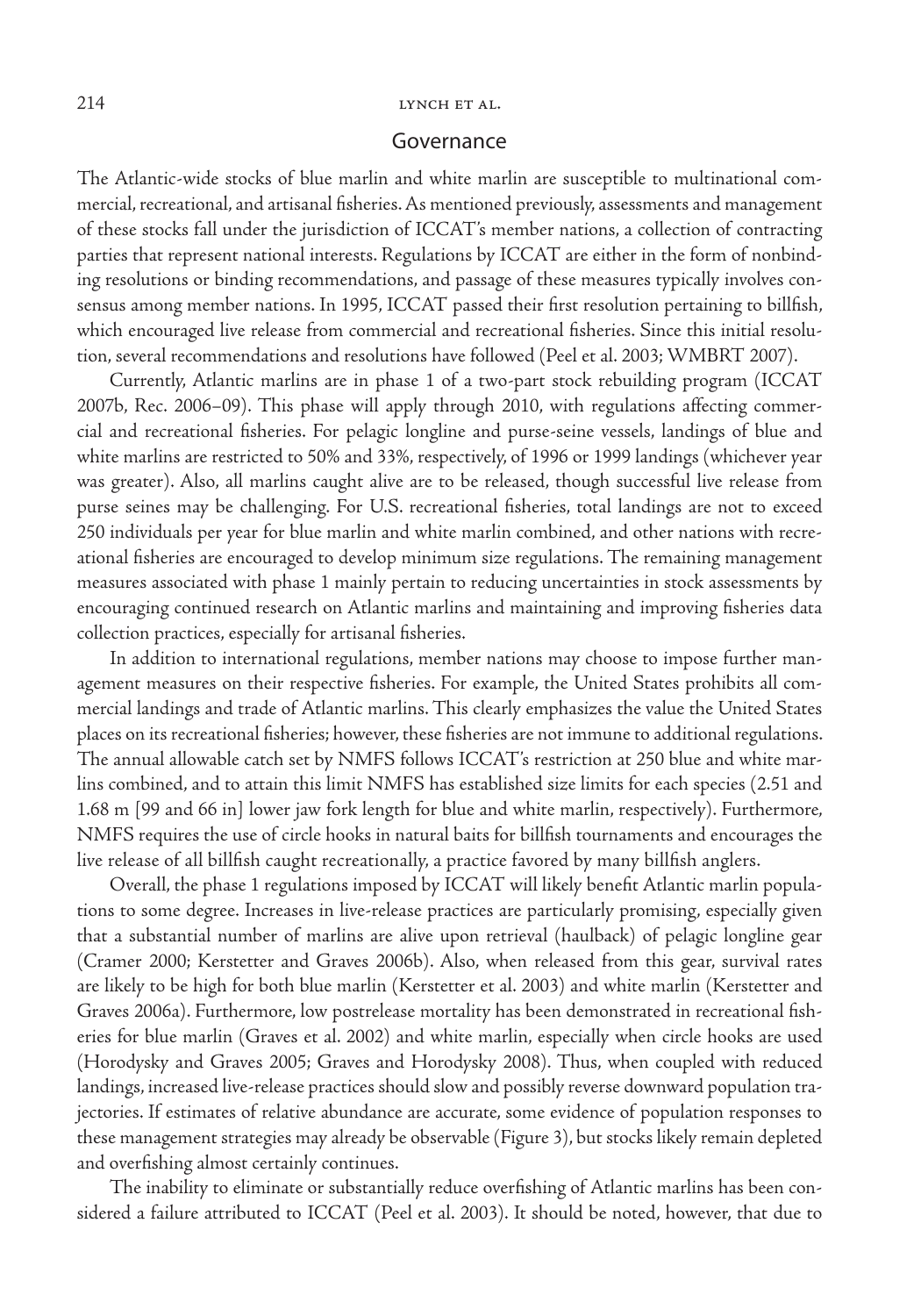## Governance

The Atlantic-wide stocks of blue marlin and white marlin are susceptible to multinational commercial, recreational, and artisanal fisheries. As mentioned previously, assessments and management of these stocks fall under the jurisdiction of ICCAT's member nations, a collection of contracting parties that represent national interests. Regulations by ICCAT are either in the form of nonbinding resolutions or binding recommendations, and passage of these measures typically involves consensus among member nations. In 1995, ICCAT passed their first resolution pertaining to billfish, which encouraged live release from commercial and recreational fisheries. Since this initial resolution, several recommendations and resolutions have followed (Peel et al. 2003; WMBRT 2007).

Currently, Atlantic marlins are in phase 1 of a two-part stock rebuilding program (ICCAT 2007b, Rec. 2006–09). This phase will apply through 2010, with regulations affecting commercial and recreational fisheries. For pelagic longline and purse-seine vessels, landings of blue and white marlins are restricted to 50% and 33%, respectively, of 1996 or 1999 landings (whichever year was greater). Also, all marlins caught alive are to be released, though successful live release from purse seines may be challenging. For U.S. recreational fisheries, total landings are not to exceed 250 individuals per year for blue marlin and white marlin combined, and other nations with recreational fisheries are encouraged to develop minimum size regulations. The remaining management measures associated with phase 1 mainly pertain to reducing uncertainties in stock assessments by encouraging continued research on Atlantic marlins and maintaining and improving fisheries data collection practices, especially for artisanal fisheries.

In addition to international regulations, member nations may choose to impose further management measures on their respective fisheries. For example, the United States prohibits all commercial landings and trade of Atlantic marlins. This clearly emphasizes the value the United States places on its recreational fisheries; however, these fisheries are not immune to additional regulations. The annual allowable catch set by NMFS follows ICCAT's restriction at 250 blue and white marlins combined, and to attain this limit NMFS has established size limits for each species (2.51 and 1.68 m [99 and 66 in] lower jaw fork length for blue and white marlin, respectively). Furthermore, NMFS requires the use of circle hooks in natural baits for billfish tournaments and encourages the live release of all billfish caught recreationally, a practice favored by many billfish anglers.

Overall, the phase 1 regulations imposed by ICCAT will likely benefit Atlantic marlin populations to some degree. Increases in live-release practices are particularly promising, especially given that a substantial number of marlins are alive upon retrieval (haulback) of pelagic longline gear (Cramer 2000; Kerstetter and Graves 2006b). Also, when released from this gear, survival rates are likely to be high for both blue marlin (Kerstetter et al. 2003) and white marlin (Kerstetter and Graves 2006a). Furthermore, low postrelease mortality has been demonstrated in recreational fisheries for blue marlin (Graves et al. 2002) and white marlin, especially when circle hooks are used (Horodysky and Graves 2005; Graves and Horodysky 2008). Thus, when coupled with reduced landings, increased live-release practices should slow and possibly reverse downward population trajectories. If estimates of relative abundance are accurate, some evidence of population responses to these management strategies may already be observable (Figure 3), but stocks likely remain depleted and overfishing almost certainly continues.

The inability to eliminate or substantially reduce overfishing of Atlantic marlins has been considered a failure attributed to ICCAT (Peel et al. 2003). It should be noted, however, that due to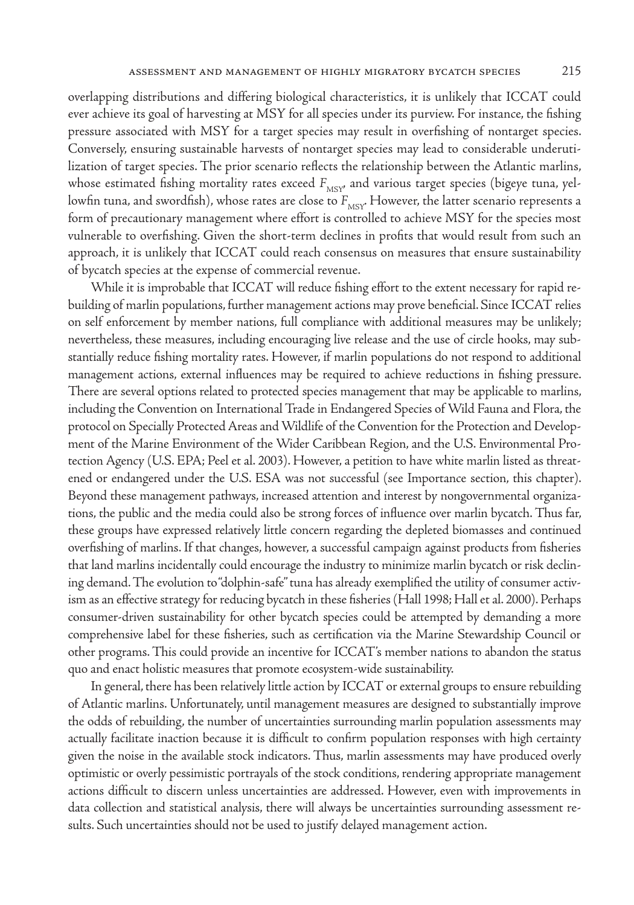overlapping distributions and differing biological characteristics, it is unlikely that ICCAT could ever achieve its goal of harvesting at MSY for all species under its purview. For instance, the fishing pressure associated with MSY for a target species may result in overfishing of nontarget species. Conversely, ensuring sustainable harvests of nontarget species may lead to considerable underutilization of target species. The prior scenario reflects the relationship between the Atlantic marlins, whose estimated fishing mortality rates exceed $F_{MSY}$, and various target species (bigeye tuna, yellowfin tuna, and swordfish), whose rates are close to $F_{MSY}$. However, the latter scenario represents a form of precautionary management where effort is controlled to achieve MSY for the species most vulnerable to overfishing. Given the short-term declines in profits that would result from such an approach, it is unlikely that ICCAT could reach consensus on measures that ensure sustainability of bycatch species at the expense of commercial revenue.

While it is improbable that ICCAT will reduce fishing effort to the extent necessary for rapid rebuilding of marlin populations, further management actions may prove beneficial. Since ICCAT relies on self enforcement by member nations, full compliance with additional measures may be unlikely; nevertheless, these measures, including encouraging live release and the use of circle hooks, may substantially reduce fishing mortality rates. However, if marlin populations do not respond to additional management actions, external influences may be required to achieve reductions in fishing pressure. There are several options related to protected species management that may be applicable to marlins, including the Convention on International Trade in Endangered Species of Wild Fauna and Flora, the protocol on Specially Protected Areas and Wildlife of the Convention for the Protection and Development of the Marine Environment of the Wider Caribbean Region, and the U.S. Environmental Protection Agency (U.S. EPA; Peel et al. 2003). However, a petition to have white marlin listed as threatened or endangered under the U.S. ESA was not successful (see Importance section, this chapter). Beyond these management pathways, increased attention and interest by nongovernmental organizations, the public and the media could also be strong forces of influence over marlin bycatch. Thus far, these groups have expressed relatively little concern regarding the depleted biomasses and continued overfishing of marlins. If that changes, however, a successful campaign against products from fisheries that land marlins incidentally could encourage the industry to minimize marlin bycatch or risk declining demand. The evolution to "dolphin-safe" tuna has already exemplified the utility of consumer activism as an effective strategy for reducing bycatch in these fisheries (Hall 1998; Hall et al. 2000). Perhaps consumer-driven sustainability for other bycatch species could be attempted by demanding a more comprehensive label for these fisheries, such as certification via the Marine Stewardship Council or other programs. This could provide an incentive for ICCAT's member nations to abandon the status quo and enact holistic measures that promote ecosystem-wide sustainability.

In general, there has been relatively little action by ICCAT or external groups to ensure rebuilding of Atlantic marlins. Unfortunately, until management measures are designed to substantially improve the odds of rebuilding, the number of uncertainties surrounding marlin population assessments may actually facilitate inaction because it is difficult to confirm population responses with high certainty given the noise in the available stock indicators. Thus, marlin assessments may have produced overly optimistic or overly pessimistic portrayals of the stock conditions, rendering appropriate management actions difficult to discern unless uncertainties are addressed. However, even with improvements in data collection and statistical analysis, there will always be uncertainties surrounding assessment results. Such uncertainties should not be used to justify delayed management action.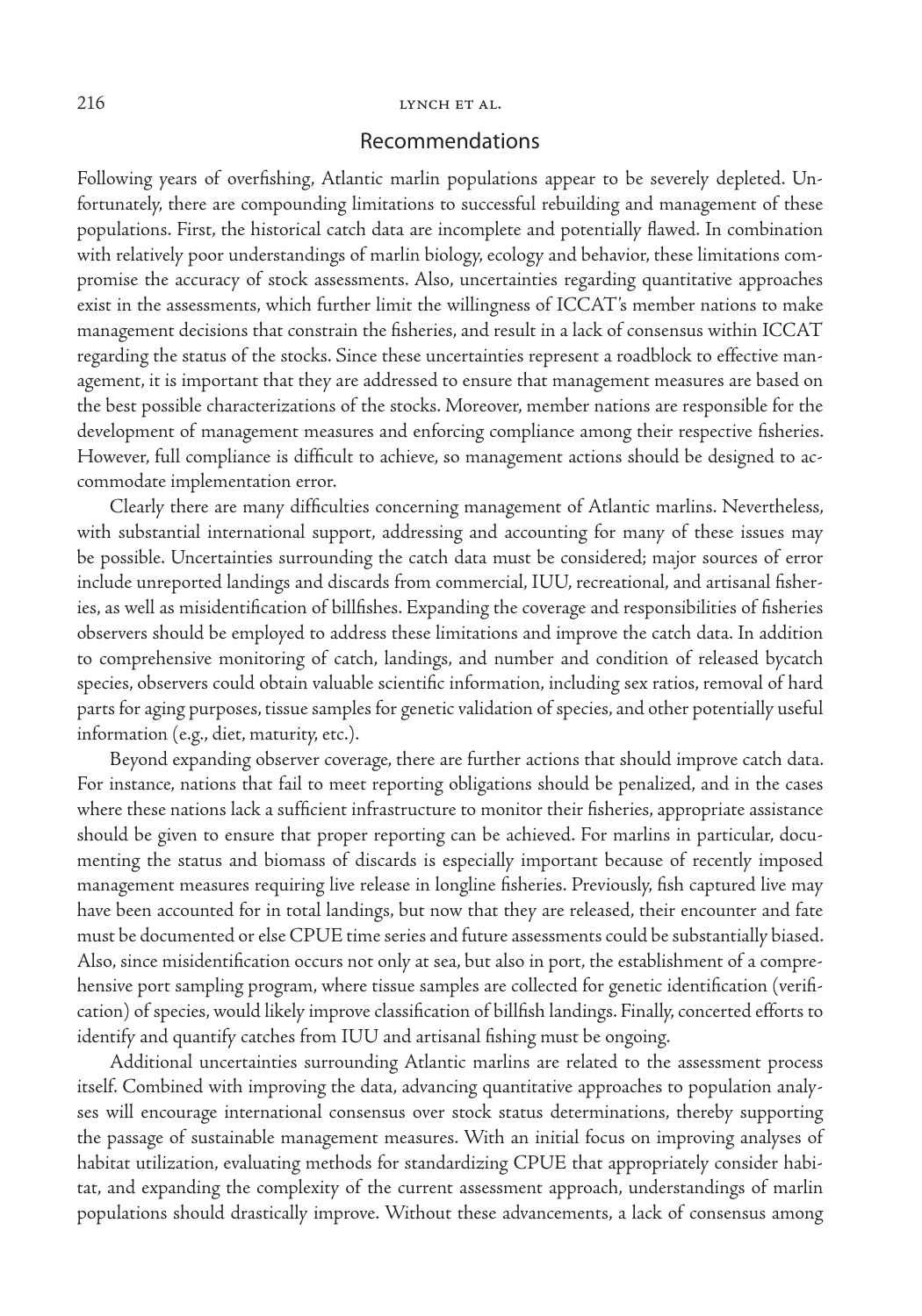## Recommendations

Following years of overfishing, Atlantic marlin populations appear to be severely depleted. Unfortunately, there are compounding limitations to successful rebuilding and management of these populations. First, the historical catch data are incomplete and potentially flawed. In combination with relatively poor understandings of marlin biology, ecology and behavior, these limitations compromise the accuracy of stock assessments. Also, uncertainties regarding quantitative approaches exist in the assessments, which further limit the willingness of ICCAT's member nations to make management decisions that constrain the fisheries, and result in a lack of consensus within ICCAT regarding the status of the stocks. Since these uncertainties represent a roadblock to effective management, it is important that they are addressed to ensure that management measures are based on the best possible characterizations of the stocks. Moreover, member nations are responsible for the development of management measures and enforcing compliance among their respective fisheries. However, full compliance is difficult to achieve, so management actions should be designed to accommodate implementation error.

Clearly there are many difficulties concerning management of Atlantic marlins. Nevertheless, with substantial international support, addressing and accounting for many of these issues may be possible. Uncertainties surrounding the catch data must be considered; major sources of error include unreported landings and discards from commercial, IUU, recreational, and artisanal fisheries, as well as misidentification of billfishes. Expanding the coverage and responsibilities of fisheries observers should be employed to address these limitations and improve the catch data. In addition to comprehensive monitoring of catch, landings, and number and condition of released bycatch species, observers could obtain valuable scientific information, including sex ratios, removal of hard parts for aging purposes, tissue samples for genetic validation of species, and other potentially useful information (e.g., diet, maturity, etc.).

Beyond expanding observer coverage, there are further actions that should improve catch data. For instance, nations that fail to meet reporting obligations should be penalized, and in the cases where these nations lack a sufficient infrastructure to monitor their fisheries, appropriate assistance should be given to ensure that proper reporting can be achieved. For marlins in particular, documenting the status and biomass of discards is especially important because of recently imposed management measures requiring live release in longline fisheries. Previously, fish captured live may have been accounted for in total landings, but now that they are released, their encounter and fate must be documented or else CPUE time series and future assessments could be substantially biased. Also, since misidentification occurs not only at sea, but also in port, the establishment of a comprehensive port sampling program, where tissue samples are collected for genetic identification (verification) of species, would likely improve classification of billfish landings. Finally, concerted efforts to identify and quantify catches from IUU and artisanal fishing must be ongoing.

Additional uncertainties surrounding Atlantic marlins are related to the assessment process itself. Combined with improving the data, advancing quantitative approaches to population analyses will encourage international consensus over stock status determinations, thereby supporting the passage of sustainable management measures. With an initial focus on improving analyses of habitat utilization, evaluating methods for standardizing CPUE that appropriately consider habitat, and expanding the complexity of the current assessment approach, understandings of marlin populations should drastically improve. Without these advancements, a lack of consensus among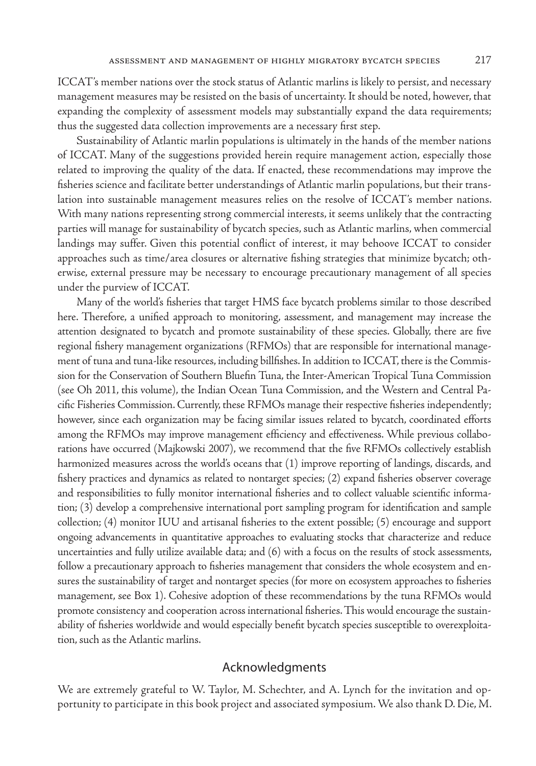ICCAT's member nations over the stock status of Atlantic marlins is likely to persist, and necessary management measures may be resisted on the basis of uncertainty. It should be noted, however, that expanding the complexity of assessment models may substantially expand the data requirements; thus the suggested data collection improvements are a necessary first step.

Sustainability of Atlantic marlin populations is ultimately in the hands of the member nations of ICCAT. Many of the suggestions provided herein require management action, especially those related to improving the quality of the data. If enacted, these recommendations may improve the fisheries science and facilitate better understandings of Atlantic marlin populations, but their translation into sustainable management measures relies on the resolve of ICCAT's member nations. With many nations representing strong commercial interests, it seems unlikely that the contracting parties will manage for sustainability of bycatch species, such as Atlantic marlins, when commercial landings may suffer. Given this potential conflict of interest, it may behoove ICCAT to consider approaches such as time/area closures or alternative fishing strategies that minimize bycatch; otherwise, external pressure may be necessary to encourage precautionary management of all species under the purview of ICCAT.

Many of the world's fisheries that target HMS face bycatch problems similar to those described here. Therefore, a unified approach to monitoring, assessment, and management may increase the attention designated to bycatch and promote sustainability of these species. Globally, there are five regional fishery management organizations (RFMOs) that are responsible for international management of tuna and tuna-like resources, including billfishes. In addition to ICCAT, there is the Commission for the Conservation of Southern Bluefin Tuna, the Inter-American Tropical Tuna Commission (see Oh 2011, this volume), the Indian Ocean Tuna Commission, and the Western and Central Pacific Fisheries Commission. Currently, these RFMOs manage their respective fisheries independently; however, since each organization may be facing similar issues related to bycatch, coordinated efforts among the RFMOs may improve management efficiency and effectiveness. While previous collaborations have occurred (Majkowski 2007), we recommend that the five RFMOs collectively establish harmonized measures across the world's oceans that (1) improve reporting of landings, discards, and fishery practices and dynamics as related to nontarget species; (2) expand fisheries observer coverage and responsibilities to fully monitor international fisheries and to collect valuable scientific information; (3) develop a comprehensive international port sampling program for identification and sample collection; (4) monitor IUU and artisanal fisheries to the extent possible; (5) encourage and support ongoing advancements in quantitative approaches to evaluating stocks that characterize and reduce uncertainties and fully utilize available data; and (6) with a focus on the results of stock assessments, follow a precautionary approach to fisheries management that considers the whole ecosystem and ensures the sustainability of target and nontarget species (for more on ecosystem approaches to fisheries management, see Box 1). Cohesive adoption of these recommendations by the tuna RFMOs would promote consistency and cooperation across international fisheries. This would encourage the sustainability of fisheries worldwide and would especially benefit bycatch species susceptible to overexploitation, such as the Atlantic marlins.

## Acknowledgments

We are extremely grateful to W. Taylor, M. Schechter, and A. Lynch for the invitation and opportunity to participate in this book project and associated symposium. We also thank D. Die, M.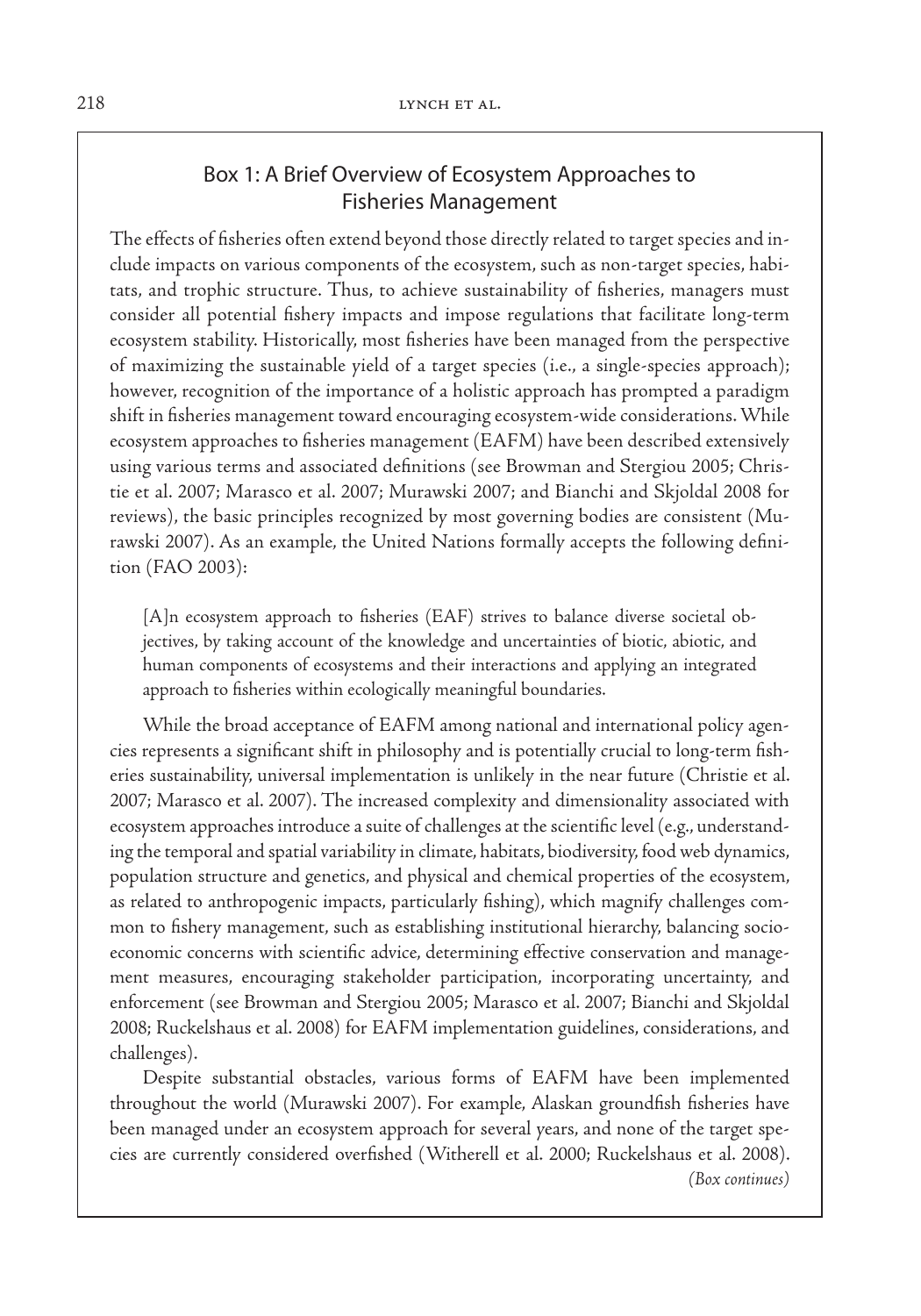## Box 1: A Brief Overview of Ecosystem Approaches to Fisheries Management

The effects of fisheries often extend beyond those directly related to target species and include impacts on various components of the ecosystem, such as non-target species, habitats, and trophic structure. Thus, to achieve sustainability of fisheries, managers must consider all potential fishery impacts and impose regulations that facilitate long-term ecosystem stability. Historically, most fisheries have been managed from the perspective of maximizing the sustainable yield of a target species (i.e., a single-species approach); however, recognition of the importance of a holistic approach has prompted a paradigm shift in fisheries management toward encouraging ecosystem-wide considerations. While ecosystem approaches to fisheries management (EAFM) have been described extensively using various terms and associated definitions (see Browman and Stergiou 2005; Christie et al. 2007; Marasco et al. 2007; Murawski 2007; and Bianchi and Skjoldal 2008 for reviews), the basic principles recognized by most governing bodies are consistent (Murawski 2007). As an example, the United Nations formally accepts the following definition (FAO 2003):

> [A]n ecosystem approach to fisheries (EAF) strives to balance diverse societal objectives, by taking account of the knowledge and uncertainties of biotic, abiotic, and human components of ecosystems and their interactions and applying an integrated approach to fisheries within ecologically meaningful boundaries.

While the broad acceptance of EAFM among national and international policy agencies represents a significant shift in philosophy and is potentially crucial to long-term fisheries sustainability, universal implementation is unlikely in the near future (Christie et al. 2007; Marasco et al. 2007). The increased complexity and dimensionality associated with ecosystem approaches introduce a suite of challenges at the scientific level (e.g., understanding the temporal and spatial variability in climate, habitats, biodiversity, food web dynamics, population structure and genetics, and physical and chemical properties of the ecosystem, as related to anthropogenic impacts, particularly fishing), which magnify challenges common to fishery management, such as establishing institutional hierarchy, balancing socioeconomic concerns with scientific advice, determining effective conservation and management measures, encouraging stakeholder participation, incorporating uncertainty, and enforcement (see Browman and Stergiou 2005; Marasco et al. 2007; Bianchi and Skjoldal 2008; Ruckelshaus et al. 2008) for EAFM implementation guidelines, considerations, and challenges).

Despite substantial obstacles, various forms of EAFM have been implemented throughout the world (Murawski 2007). For example, Alaskan groundfish fisheries have been managed under an ecosystem approach for several years, and none of the target species are currently considered overfished (Witherell et al. 2000; Ruckelshaus et al. 2008).

*(Box continues)*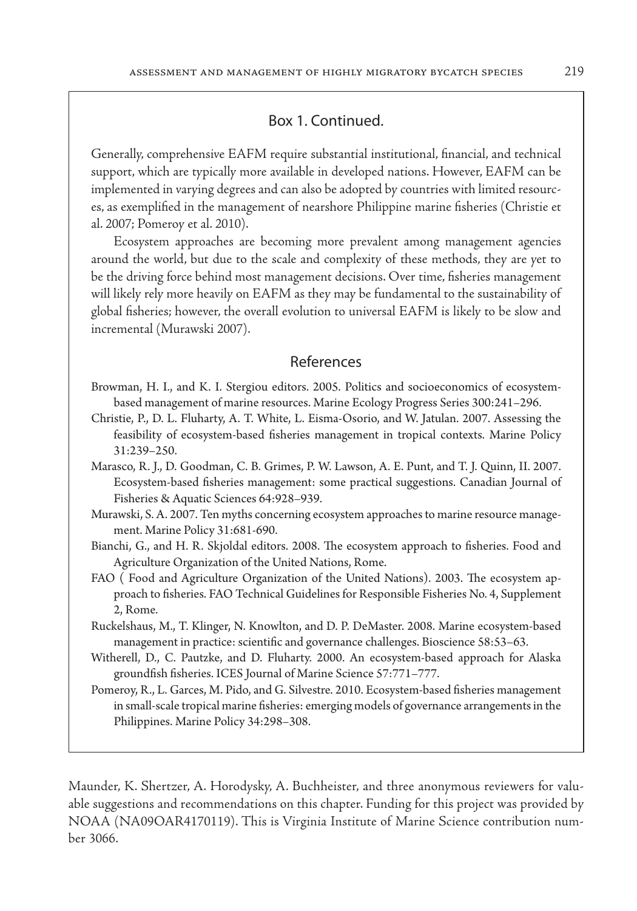## Box 1. Continued.

Generally, comprehensive EAFM require substantial institutional, financial, and technical support, which are typically more available in developed nations. However, EAFM can be implemented in varying degrees and can also be adopted by countries with limited resources, as exemplified in the management of nearshore Philippine marine fisheries (Christie et al. 2007; Pomeroy et al. 2010).

Ecosystem approaches are becoming more prevalent among management agencies around the world, but due to the scale and complexity of these methods, they are yet to be the driving force behind most management decisions. Over time, fisheries management will likely rely more heavily on EAFM as they may be fundamental to the sustainability of global fisheries; however, the overall evolution to universal EAFM is likely to be slow and incremental (Murawski 2007).

### References

Browman, H. I., and K. I. Stergiou editors. 2005. Politics and socioeconomics of ecosystem-based management of marine resources. Marine Ecology Progress Series 300:241–296.

Christie, P., D. L. Fluharty, A. T. White, L. Eisma-Osorio, and W. Jatulan. 2007. Assessing the feasibility of ecosystem-based fisheries management in tropical contexts. Marine Policy 31:239–250.

Marasco, R. J., D. Goodman, C. B. Grimes, P. W. Lawson, A. E. Punt, and T. J. Quinn, II. 2007. Ecosystem-based fisheries management: some practical suggestions. Canadian Journal of Fisheries & Aquatic Sciences 64:928–939.

Murawski, S. A. 2007. Ten myths concerning ecosystem approaches to marine resource management. Marine Policy 31:681-690.

Bianchi, G., and H. R. Skjoldal editors. 2008. The ecosystem approach to fisheries. Food and Agriculture Organization of the United Nations, Rome.

FAO ( Food and Agriculture Organization of the United Nations). 2003. The ecosystem approach to fisheries. FAO Technical Guidelines for Responsible Fisheries No. 4, Supplement 2, Rome.

Ruckelshaus, M., T. Klinger, N. Knowlton, and D. P. DeMaster. 2008. Marine ecosystem-based management in practice: scientific and governance challenges. Bioscience 58:53–63.

Witherell, D., C. Pautzke, and D. Fluharty. 2000. An ecosystem-based approach for Alaska groundfish fisheries. ICES Journal of Marine Science 57:771–777.

Pomeroy, R., L. Garces, M. Pido, and G. Silvestre. 2010. Ecosystem-based fisheries management in small-scale tropical marine fisheries: emerging models of governance arrangements in the Philippines. Marine Policy 34:298–308.

Maunder, K. Shertzer, A. Horodysky, A. Buchheister, and three anonymous reviewers for valuable suggestions and recommendations on this chapter. Funding for this project was provided by NOAA (NA09OAR4170119). This is Virginia Institute of Marine Science contribution number 3066.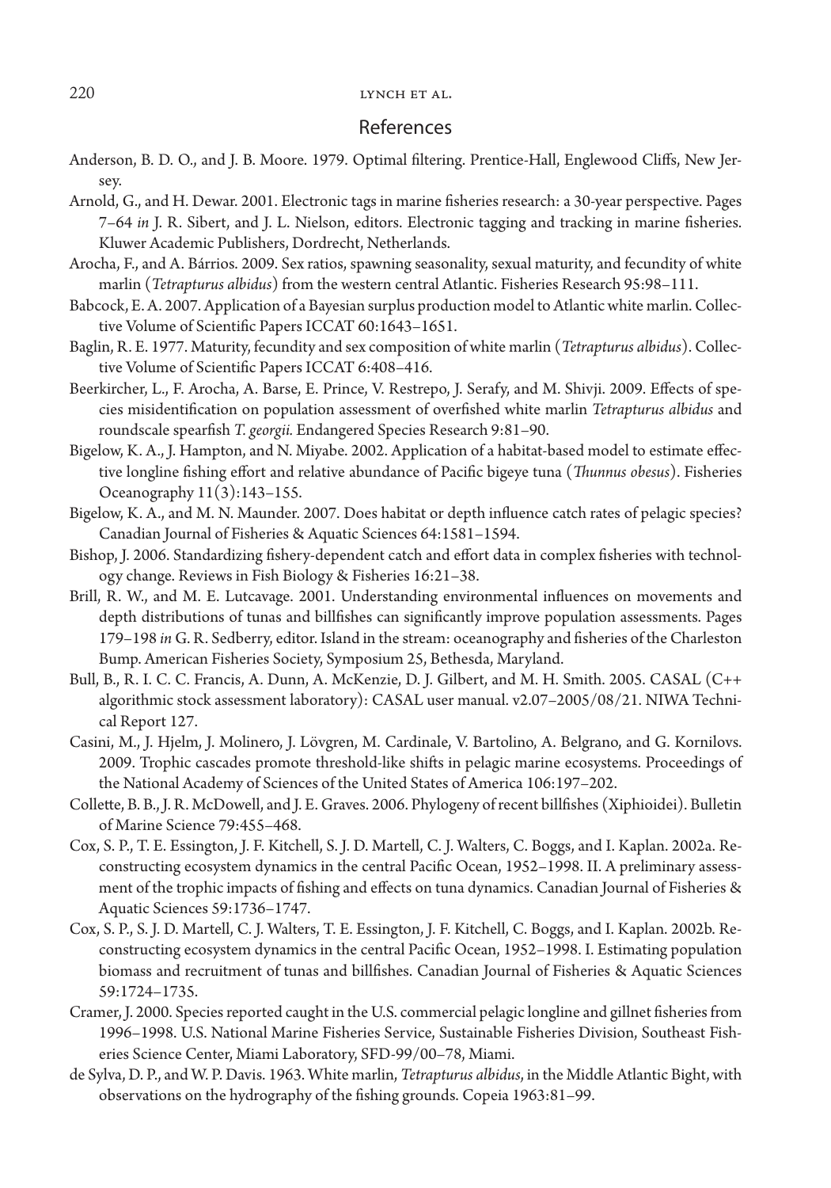## References

Anderson, B. D. O., and J. B. Moore. 1979. Optimal filtering. Prentice-Hall, Englewood Cliffs, New Jersey.

Arnold, G., and H. Dewar. 2001. Electronic tags in marine fisheries research: a 30-year perspective. Pages 7–64 *in* J. R. Sibert, and J. L. Nielson, editors. Electronic tagging and tracking in marine fisheries. Kluwer Academic Publishers, Dordrecht, Netherlands.

Arocha, F., and A. Bárrios. 2009. Sex ratios, spawning seasonality, sexual maturity, and fecundity of white marlin (*Tetrapturus albidus*) from the western central Atlantic. Fisheries Research 95:98–111.

Babcock, E. A. 2007. Application of a Bayesian surplus production model to Atlantic white marlin. Collective Volume of Scientific Papers ICCAT 60:1643–1651.

Baglin, R. E. 1977. Maturity, fecundity and sex composition of white marlin (*Tetrapturus albidus*). Collective Volume of Scientific Papers ICCAT 6:408–416.

Beerkircher, L., F. Arocha, A. Barse, E. Prince, V. Restrepo, J. Serafy, and M. Shivji. 2009. Effects of species misidentification on population assessment of overfished white marlin *Tetrapturus albidus* and roundscale spearfish *T. georgii.* Endangered Species Research 9:81–90.

Bigelow, K. A., J. Hampton, and N. Miyabe. 2002. Application of a habitat-based model to estimate effective longline fishing effort and relative abundance of Pacific bigeye tuna (*Thunnus obesus*). Fisheries Oceanography 11(3):143–155.

Bigelow, K. A., and M. N. Maunder. 2007. Does habitat or depth influence catch rates of pelagic species? Canadian Journal of Fisheries & Aquatic Sciences 64:1581–1594.

Bishop, J. 2006. Standardizing fishery-dependent catch and effort data in complex fisheries with technology change. Reviews in Fish Biology & Fisheries 16:21–38.

Brill, R. W., and M. E. Lutcavage. 2001. Understanding environmental influences on movements and depth distributions of tunas and billfishes can significantly improve population assessments. Pages 179–198 *in* G. R. Sedberry, editor. Island in the stream: oceanography and fisheries of the Charleston Bump. American Fisheries Society, Symposium 25, Bethesda, Maryland.

Bull, B., R. I. C. C. Francis, A. Dunn, A. McKenzie, D. J. Gilbert, and M. H. Smith. 2005. CASAL (C++ algorithmic stock assessment laboratory): CASAL user manual. v2.07–2005/08/21. NIWA Technical Report 127.

Casini, M., J. Hjelm, J. Molinero, J. Lövgren, M. Cardinale, V. Bartolino, A. Belgrano, and G. Kornilovs. 2009. Trophic cascades promote threshold-like shifts in pelagic marine ecosystems. Proceedings of the National Academy of Sciences of the United States of America 106:197–202.

Collette, B. B., J. R. McDowell, and J. E. Graves. 2006. Phylogeny of recent billfishes (Xiphioidei). Bulletin of Marine Science 79:455–468.

Cox, S. P., T. E. Essington, J. F. Kitchell, S. J. D. Martell, C. J. Walters, C. Boggs, and I. Kaplan. 2002a. Reconstructing ecosystem dynamics in the central Pacific Ocean, 1952–1998. II. A preliminary assessment of the trophic impacts of fishing and effects on tuna dynamics. Canadian Journal of Fisheries & Aquatic Sciences 59:1736–1747.

Cox, S. P., S. J. D. Martell, C. J. Walters, T. E. Essington, J. F. Kitchell, C. Boggs, and I. Kaplan. 2002b. Reconstructing ecosystem dynamics in the central Pacific Ocean, 1952–1998. I. Estimating population biomass and recruitment of tunas and billfishes. Canadian Journal of Fisheries & Aquatic Sciences 59:1724–1735.

Cramer, J. 2000. Species reported caught in the U.S. commercial pelagic longline and gillnet fisheries from 1996–1998. U.S. National Marine Fisheries Service, Sustainable Fisheries Division, Southeast Fisheries Science Center, Miami Laboratory, SFD-99/00–78, Miami.

de Sylva, D. P., and W. P. Davis. 1963. White marlin, *Tetrapturus albidus*, in the Middle Atlantic Bight, with observations on the hydrography of the fishing grounds. Copeia 1963:81–99.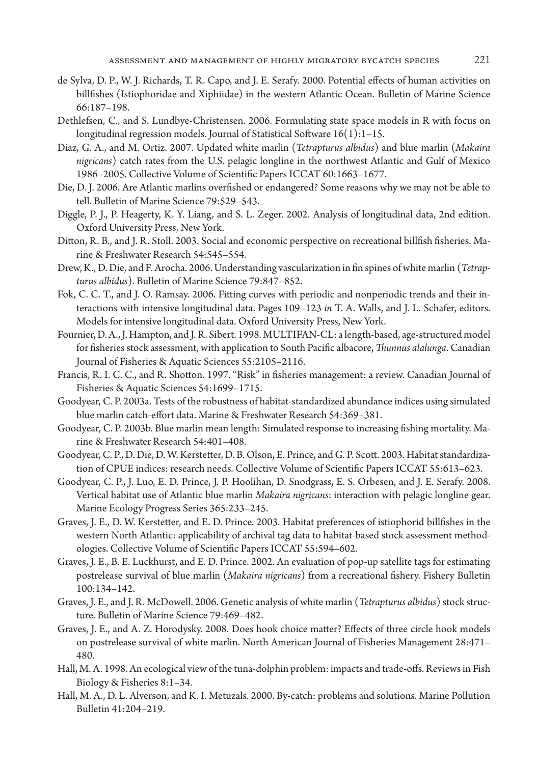de Sylva, D. P., W. J. Richards, T. R. Capo, and J. E. Serafy. 2000. Potential effects of human activities on billfishes (Istiophoridae and Xiphiidae) in the western Atlantic Ocean. Bulletin of Marine Science 66:187–198.

Dethlefsen, C., and S. Lundbye-Christensen. 2006. Formulating state space models in R with focus on longitudinal regression models. Journal of Statistical Software 16(1):1–15.

Diaz, G. A., and M. Ortiz. 2007. Updated white marlin (*Tetrapturus albidus*) and blue marlin (*Makaira nigricans*) catch rates from the U.S. pelagic longline in the northwest Atlantic and Gulf of Mexico 1986–2005. Collective Volume of Scientific Papers ICCAT 60:1663–1677.

Die, D. J. 2006. Are Atlantic marlins overfished or endangered? Some reasons why we may not be able to tell. Bulletin of Marine Science 79:529–543.

Diggle, P. J., P. Heagerty, K. Y. Liang, and S. L. Zeger. 2002. Analysis of longitudinal data, 2nd edition. Oxford University Press, New York.

Ditton, R. B., and J. R. Stoll. 2003. Social and economic perspective on recreational billfish fisheries. Marine & Freshwater Research 54:545–554.

Drew, K., D. Die, and F. Arocha. 2006. Understanding vascularization in fin spines of white marlin (*Tetrapturus albidus*). Bulletin of Marine Science 79:847–852.

Fok, C. C. T., and J. O. Ramsay. 2006. Fitting curves with periodic and nonperiodic trends and their interactions with intensive longitudinal data. Pages 109–123 *in* T. A. Walls, and J. L. Schafer, editors. Models for intensive longitudinal data. Oxford University Press, New York.

Fournier, D. A., J. Hampton, and J. R. Sibert. 1998. MULTIFAN-CL: a length-based, age-structured model for fisheries stock assessment, with application to South Pacific albacore, *Thunnus alalunga*. Canadian Journal of Fisheries & Aquatic Sciences 55:2105–2116.

Francis, R. I. C. C., and R. Shotton. 1997. "Risk" in fisheries management: a review. Canadian Journal of Fisheries & Aquatic Sciences 54:1699–1715.

Goodyear, C. P. 2003a. Tests of the robustness of habitat-standardized abundance indices using simulated blue marlin catch-effort data. Marine & Freshwater Research 54:369–381.

Goodyear, C. P. 2003b. Blue marlin mean length: Simulated response to increasing fishing mortality. Marine & Freshwater Research 54:401–408.

Goodyear, C. P., D. Die, D. W. Kerstetter, D. B. Olson, E. Prince, and G. P. Scott. 2003. Habitat standardization of CPUE indices: research needs. Collective Volume of Scientific Papers ICCAT 55:613–623.

Goodyear, C. P., J. Luo, E. D. Prince, J. P. Hoolihan, D. Snodgrass, E. S. Orbesen, and J. E. Serafy. 2008. Vertical habitat use of Atlantic blue marlin *Makaira nigricans*: interaction with pelagic longline gear. Marine Ecology Progress Series 365:233–245.

Graves, J. E., D. W. Kerstetter, and E. D. Prince. 2003. Habitat preferences of istiophorid billfishes in the western North Atlantic: applicability of archival tag data to habitat-based stock assessment methodologies. Collective Volume of Scientific Papers ICCAT 55:594–602.

Graves, J. E., B. E. Luckhurst, and E. D. Prince. 2002. An evaluation of pop-up satellite tags for estimating postrelease survival of blue marlin (*Makaira nigricans*) from a recreational fishery. Fishery Bulletin 100:134–142.

Graves, J. E., and J. R. McDowell. 2006. Genetic analysis of white marlin (*Tetrapturus albidus*) stock structure. Bulletin of Marine Science 79:469–482.

Graves, J. E., and A. Z. Horodysky. 2008. Does hook choice matter? Effects of three circle hook models on postrelease survival of white marlin. North American Journal of Fisheries Management 28:471–480.

Hall, M. A. 1998. An ecological view of the tuna-dolphin problem: impacts and trade-offs. Reviews in Fish Biology & Fisheries 8:1–34.

Hall, M. A., D. L. Alverson, and K. I. Metuzals. 2000. By-catch: problems and solutions. Marine Pollution Bulletin 41:204–219.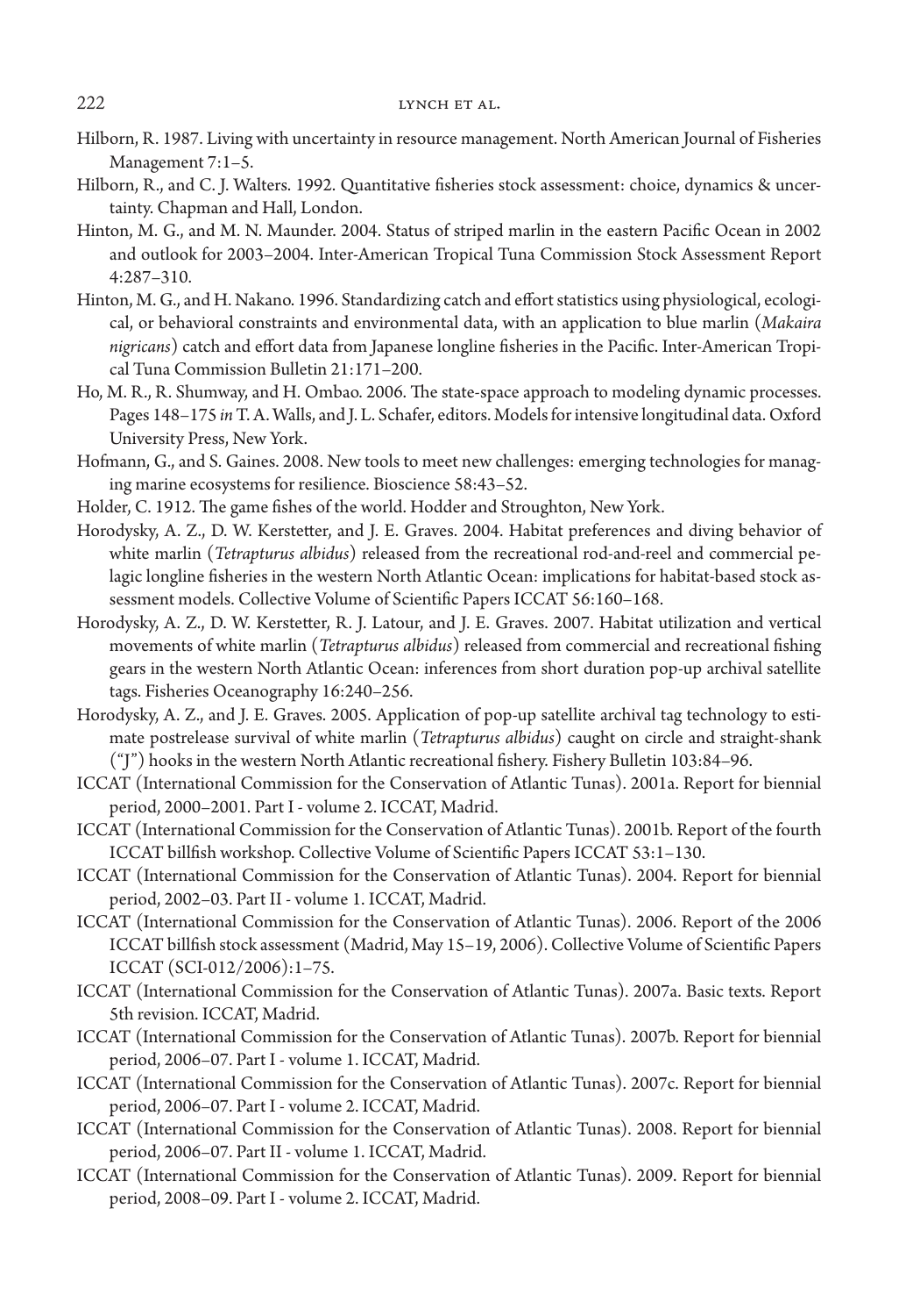Hilborn, R. 1987. Living with uncertainty in resource management. North American Journal of Fisheries Management 7:1–5.

Hilborn, R., and C. J. Walters. 1992. Quantitative fisheries stock assessment: choice, dynamics & uncertainty. Chapman and Hall, London.

Hinton, M. G., and M. N. Maunder. 2004. Status of striped marlin in the eastern Pacific Ocean in 2002 and outlook for 2003–2004. Inter-American Tropical Tuna Commission Stock Assessment Report 4:287–310.

Hinton, M. G., and H. Nakano. 1996. Standardizing catch and effort statistics using physiological, ecological, or behavioral constraints and environmental data, with an application to blue marlin (*Makaira nigricans*) catch and effort data from Japanese longline fisheries in the Pacific. Inter-American Tropical Tuna Commission Bulletin 21:171–200.

Ho, M. R., R. Shumway, and H. Ombao. 2006. The state-space approach to modeling dynamic processes. Pages 148–175 *in* T. A. Walls, and J. L. Schafer, editors. Models for intensive longitudinal data. Oxford University Press, New York.

Hofmann, G., and S. Gaines. 2008. New tools to meet new challenges: emerging technologies for managing marine ecosystems for resilience. Bioscience 58:43–52.

Holder, C. 1912. The game fishes of the world. Hodder and Stroughton, New York.

Horodysky, A. Z., D. W. Kerstetter, and J. E. Graves. 2004. Habitat preferences and diving behavior of white marlin (*Tetrapturus albidus*) released from the recreational rod-and-reel and commercial pelagic longline fisheries in the western North Atlantic Ocean: implications for habitat-based stock assessment models. Collective Volume of Scientific Papers ICCAT 56:160–168.

Horodysky, A. Z., D. W. Kerstetter, R. J. Latour, and J. E. Graves. 2007. Habitat utilization and vertical movements of white marlin (*Tetrapturus albidus*) released from commercial and recreational fishing gears in the western North Atlantic Ocean: inferences from short duration pop-up archival satellite tags. Fisheries Oceanography 16:240–256.

Horodysky, A. Z., and J. E. Graves. 2005. Application of pop-up satellite archival tag technology to estimate postrelease survival of white marlin (*Tetrapturus albidus*) caught on circle and straight-shank ("J") hooks in the western North Atlantic recreational fishery. Fishery Bulletin 103:84–96.

ICCAT (International Commission for the Conservation of Atlantic Tunas). 2001a. Report for biennial period, 2000–2001. Part I - volume 2. ICCAT, Madrid.

ICCAT (International Commission for the Conservation of Atlantic Tunas). 2001b. Report of the fourth ICCAT billfish workshop. Collective Volume of Scientific Papers ICCAT 53:1–130.

ICCAT (International Commission for the Conservation of Atlantic Tunas). 2004. Report for biennial period, 2002–03. Part II - volume 1. ICCAT, Madrid.

ICCAT (International Commission for the Conservation of Atlantic Tunas). 2006. Report of the 2006 ICCAT billfish stock assessment (Madrid, May 15–19, 2006). Collective Volume of Scientific Papers ICCAT (SCI-012/2006):1–75.

ICCAT (International Commission for the Conservation of Atlantic Tunas). 2007a. Basic texts. Report 5th revision. ICCAT, Madrid.

ICCAT (International Commission for the Conservation of Atlantic Tunas). 2007b. Report for biennial period, 2006–07. Part I - volume 1. ICCAT, Madrid.

ICCAT (International Commission for the Conservation of Atlantic Tunas). 2007c. Report for biennial period, 2006–07. Part I - volume 2. ICCAT, Madrid.

ICCAT (International Commission for the Conservation of Atlantic Tunas). 2008. Report for biennial period, 2006–07. Part II - volume 1. ICCAT, Madrid.

ICCAT (International Commission for the Conservation of Atlantic Tunas). 2009. Report for biennial period, 2008–09. Part I - volume 2. ICCAT, Madrid.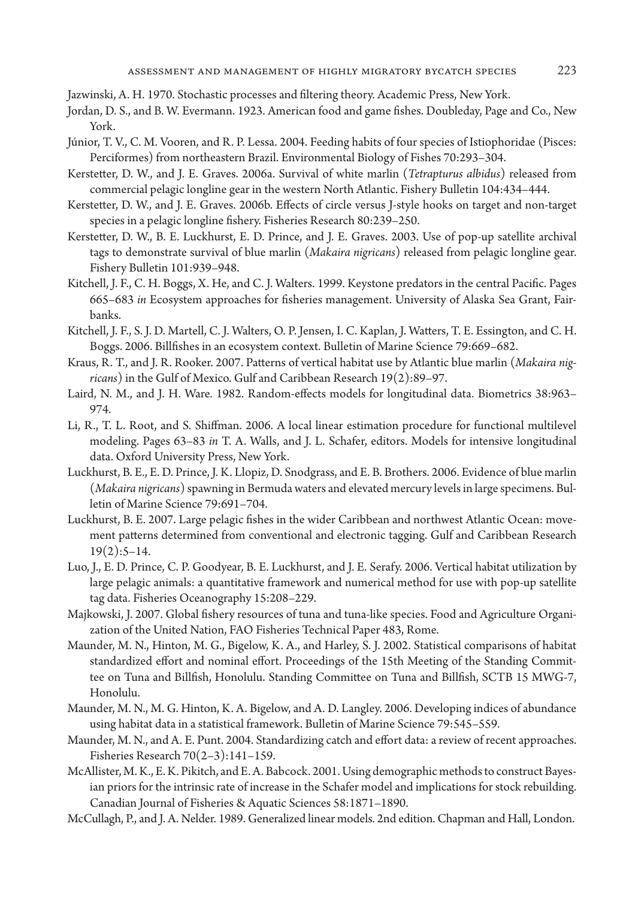Jazwinski, A. H. 1970. Stochastic processes and filtering theory. Academic Press, New York.

Jordan, D. S., and B. W. Evermann. 1923. American food and game fishes. Doubleday, Page and Co., New York.

Júnior, T. V., C. M. Vooren, and R. P. Lessa. 2004. Feeding habits of four species of Istiophoridae (Pisces: Perciformes) from northeastern Brazil. Environmental Biology of Fishes 70:293–304.

Kerstetter, D. W., and J. E. Graves. 2006a. Survival of white marlin (*Tetrapturus albidus*) released from commercial pelagic longline gear in the western North Atlantic. Fishery Bulletin 104:434–444.

Kerstetter, D. W., and J. E. Graves. 2006b. Effects of circle versus J-style hooks on target and non-target species in a pelagic longline fishery. Fisheries Research 80:239–250.

Kerstetter, D. W., B. E. Luckhurst, E. D. Prince, and J. E. Graves. 2003. Use of pop-up satellite archival tags to demonstrate survival of blue marlin (*Makaira nigricans*) released from pelagic longline gear. Fishery Bulletin 101:939–948.

Kitchell, J. F., C. H. Boggs, X. He, and C. J. Walters. 1999. Keystone predators in the central Pacific. Pages 665–683 *in* Ecosystem approaches for fisheries management. University of Alaska Sea Grant, Fairbanks.

Kitchell, J. F., S. J. D. Martell, C. J. Walters, O. P. Jensen, I. C. Kaplan, J. Watters, T. E. Essington, and C. H. Boggs. 2006. Billfishes in an ecosystem context. Bulletin of Marine Science 79:669–682.

Kraus, R. T., and J. R. Rooker. 2007. Patterns of vertical habitat use by Atlantic blue marlin (*Makaira nigricans*) in the Gulf of Mexico. Gulf and Caribbean Research 19(2):89–97.

Laird, N. M., and J. H. Ware. 1982. Random-effects models for longitudinal data. Biometrics 38:963–974.

Li, R., T. L. Root, and S. Shiffman. 2006. A local linear estimation procedure for functional multilevel modeling. Pages 63–83 *in* T. A. Walls, and J. L. Schafer, editors. Models for intensive longitudinal data. Oxford University Press, New York.

Luckhurst, B. E., E. D. Prince, J. K. Llopiz, D. Snodgrass, and E. B. Brothers. 2006. Evidence of blue marlin (*Makaira nigricans*) spawning in Bermuda waters and elevated mercury levels in large specimens. Bulletin of Marine Science 79:691–704.

Luckhurst, B. E. 2007. Large pelagic fishes in the wider Caribbean and northwest Atlantic Ocean: movement patterns determined from conventional and electronic tagging. Gulf and Caribbean Research 19(2):5–14.

Luo, J., E. D. Prince, C. P. Goodyear, B. E. Luckhurst, and J. E. Serafy. 2006. Vertical habitat utilization by large pelagic animals: a quantitative framework and numerical method for use with pop-up satellite tag data. Fisheries Oceanography 15:208–229.

Majkowski, J. 2007. Global fishery resources of tuna and tuna-like species. Food and Agriculture Organization of the United Nation, FAO Fisheries Technical Paper 483, Rome.

Maunder, M. N., Hinton, M. G., Bigelow, K. A., and Harley, S. J. 2002. Statistical comparisons of habitat standardized effort and nominal effort. Proceedings of the 15th Meeting of the Standing Committee on Tuna and Billfish, Honolulu. Standing Committee on Tuna and Billfish, SCTB 15 MWG-7, Honolulu.

Maunder, M. N., M. G. Hinton, K. A. Bigelow, and A. D. Langley. 2006. Developing indices of abundance using habitat data in a statistical framework. Bulletin of Marine Science 79:545–559.

Maunder, M. N., and A. E. Punt. 2004. Standardizing catch and effort data: a review of recent approaches. Fisheries Research 70(2–3):141–159.

McAllister, M. K., E. K. Pikitch, and E. A. Babcock. 2001. Using demographic methods to construct Bayesian priors for the intrinsic rate of increase in the Schafer model and implications for stock rebuilding. Canadian Journal of Fisheries & Aquatic Sciences 58:1871–1890.

McCullagh, P., and J. A. Nelder. 1989. Generalized linear models. 2nd edition. Chapman and Hall, London.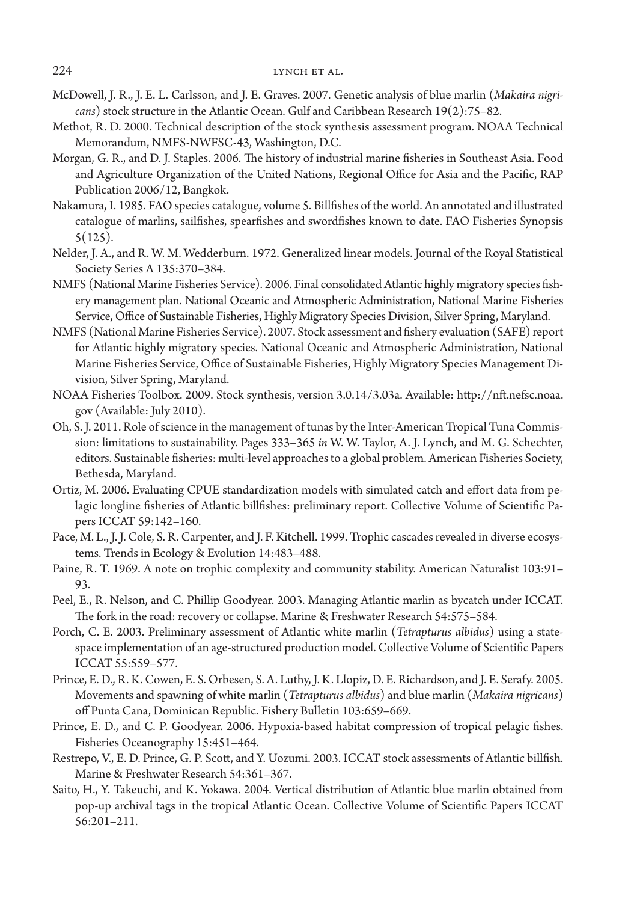McDowell, J. R., J. E. L. Carlsson, and J. E. Graves. 2007. Genetic analysis of blue marlin (*Makaira nigricans*) stock structure in the Atlantic Ocean. Gulf and Caribbean Research 19(2):75–82.

Methot, R. D. 2000. Technical description of the stock synthesis assessment program. NOAA Technical Memorandum, NMFS-NWFSC-43, Washington, D.C.

Morgan, G. R., and D. J. Staples. 2006. The history of industrial marine fisheries in Southeast Asia. Food and Agriculture Organization of the United Nations, Regional Office for Asia and the Pacific, RAP Publication 2006/12, Bangkok.

Nakamura, I. 1985. FAO species catalogue, volume 5. Billfishes of the world. An annotated and illustrated catalogue of marlins, sailfishes, spearfishes and swordfishes known to date. FAO Fisheries Synopsis 5(125).

Nelder, J. A., and R. W. M. Wedderburn. 1972. Generalized linear models. Journal of the Royal Statistical Society Series A 135:370–384.

NMFS (National Marine Fisheries Service). 2006. Final consolidated Atlantic highly migratory species fishery management plan. National Oceanic and Atmospheric Administration, National Marine Fisheries Service, Office of Sustainable Fisheries, Highly Migratory Species Division, Silver Spring, Maryland.

NMFS (National Marine Fisheries Service). 2007. Stock assessment and fishery evaluation (SAFE) report for Atlantic highly migratory species. National Oceanic and Atmospheric Administration, National Marine Fisheries Service, Office of Sustainable Fisheries, Highly Migratory Species Management Division, Silver Spring, Maryland.

NOAA Fisheries Toolbox. 2009. Stock synthesis, version 3.0.14/3.03a. Available: http://nft.nefsc.noaa.gov (Available: July 2010).

Oh, S. J. 2011. Role of science in the management of tunas by the Inter-American Tropical Tuna Commission: limitations to sustainability. Pages 333–365 *in* W. W. Taylor, A. J. Lynch, and M. G. Schechter, editors. Sustainable fisheries: multi-level approaches to a global problem. American Fisheries Society, Bethesda, Maryland.

Ortiz, M. 2006. Evaluating CPUE standardization models with simulated catch and effort data from pelagic longline fisheries of Atlantic billfishes: preliminary report. Collective Volume of Scientific Papers ICCAT 59:142–160.

Pace, M. L., J. J. Cole, S. R. Carpenter, and J. F. Kitchell. 1999. Trophic cascades revealed in diverse ecosystems. Trends in Ecology & Evolution 14:483–488.

Paine, R. T. 1969. A note on trophic complexity and community stability. American Naturalist 103:91–93.

Peel, E., R. Nelson, and C. Phillip Goodyear. 2003. Managing Atlantic marlin as bycatch under ICCAT. The fork in the road: recovery or collapse. Marine & Freshwater Research 54:575–584.

Porch, C. E. 2003. Preliminary assessment of Atlantic white marlin (*Tetrapturus albidus*) using a state-space implementation of an age-structured production model. Collective Volume of Scientific Papers ICCAT 55:559–577.

Prince, E. D., R. K. Cowen, E. S. Orbesen, S. A. Luthy, J. K. Llopiz, D. E. Richardson, and J. E. Serafy. 2005. Movements and spawning of white marlin (*Tetrapturus albidus*) and blue marlin (*Makaira nigricans*) off Punta Cana, Dominican Republic. Fishery Bulletin 103:659–669.

Prince, E. D., and C. P. Goodyear. 2006. Hypoxia-based habitat compression of tropical pelagic fishes. Fisheries Oceanography 15:451–464.

Restrepo, V., E. D. Prince, G. P. Scott, and Y. Uozumi. 2003. ICCAT stock assessments of Atlantic billfish. Marine & Freshwater Research 54:361–367.

Saito, H., Y. Takeuchi, and K. Yokawa. 2004. Vertical distribution of Atlantic blue marlin obtained from pop-up archival tags in the tropical Atlantic Ocean. Collective Volume of Scientific Papers ICCAT 56:201–211.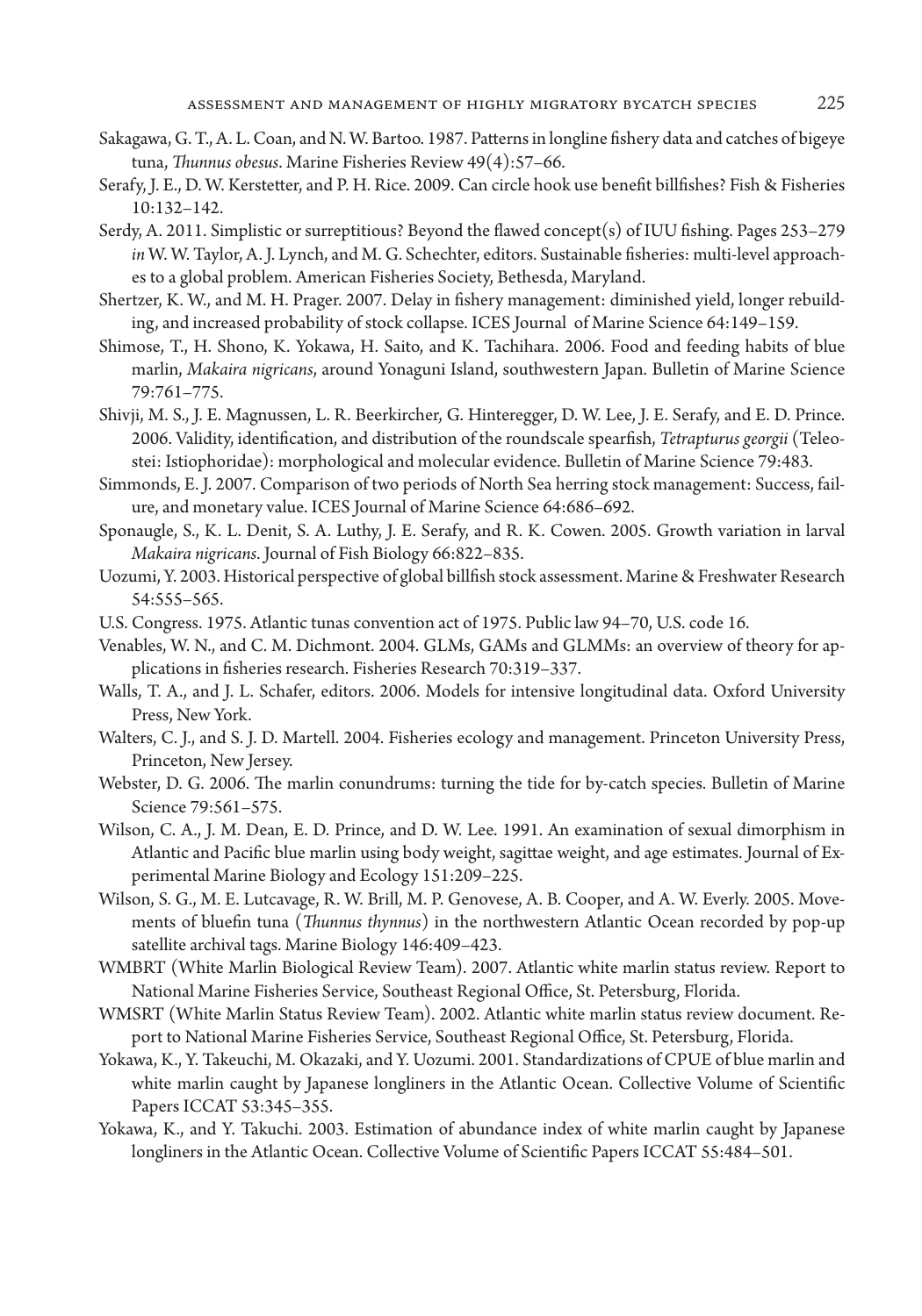Sakagawa, G. T., A. L. Coan, and N. W. Bartoo. 1987. Patterns in longline fishery data and catches of bigeye tuna, *Thunnus obesus*. Marine Fisheries Review 49(4):57–66.

Serafy, J. E., D. W. Kerstetter, and P. H. Rice. 2009. Can circle hook use benefit billfishes? Fish & Fisheries 10:132–142.

Serdy, A. 2011. Simplistic or surreptitious? Beyond the flawed concept(s) of IUU fishing. Pages 253–279 *in* W. W. Taylor, A. J. Lynch, and M. G. Schechter, editors. Sustainable fisheries: multi-level approaches to a global problem. American Fisheries Society, Bethesda, Maryland.

Shertzer, K. W., and M. H. Prager. 2007. Delay in fishery management: diminished yield, longer rebuilding, and increased probability of stock collapse. ICES Journal of Marine Science 64:149–159.

Shimose, T., H. Shono, K. Yokawa, H. Saito, and K. Tachihara. 2006. Food and feeding habits of blue marlin, *Makaira nigricans*, around Yonaguni Island, southwestern Japan. Bulletin of Marine Science 79:761–775.

Shivji, M. S., J. E. Magnussen, L. R. Beerkircher, G. Hinteregger, D. W. Lee, J. E. Serafy, and E. D. Prince. 2006. Validity, identification, and distribution of the roundscale spearfish, *Tetrapturus georgii* (Teleostei: Istiophoridae): morphological and molecular evidence. Bulletin of Marine Science 79:483.

Simmonds, E. J. 2007. Comparison of two periods of North Sea herring stock management: Success, failure, and monetary value. ICES Journal of Marine Science 64:686–692.

Sponaugle, S., K. L. Denit, S. A. Luthy, J. E. Serafy, and R. K. Cowen. 2005. Growth variation in larval *Makaira nigricans*. Journal of Fish Biology 66:822–835.

Uozumi, Y. 2003. Historical perspective of global billfish stock assessment. Marine & Freshwater Research 54:555–565.

U.S. Congress. 1975. Atlantic tunas convention act of 1975. Public law 94–70, U.S. code 16.

Venables, W. N., and C. M. Dichmont. 2004. GLMs, GAMs and GLMMs: an overview of theory for applications in fisheries research. Fisheries Research 70:319–337.

Walls, T. A., and J. L. Schafer, editors. 2006. Models for intensive longitudinal data. Oxford University Press, New York.

Walters, C. J., and S. J. D. Martell. 2004. Fisheries ecology and management. Princeton University Press, Princeton, New Jersey.

Webster, D. G. 2006. The marlin conundrums: turning the tide for by-catch species. Bulletin of Marine Science 79:561–575.

Wilson, C. A., J. M. Dean, E. D. Prince, and D. W. Lee. 1991. An examination of sexual dimorphism in Atlantic and Pacific blue marlin using body weight, sagittae weight, and age estimates. Journal of Experimental Marine Biology and Ecology 151:209–225.

Wilson, S. G., M. E. Lutcavage, R. W. Brill, M. P. Genovese, A. B. Cooper, and A. W. Everly. 2005. Movements of bluefin tuna (*Thunnus thynnus*) in the northwestern Atlantic Ocean recorded by pop-up satellite archival tags. Marine Biology 146:409–423.

WMBRT (White Marlin Biological Review Team). 2007. Atlantic white marlin status review. Report to National Marine Fisheries Service, Southeast Regional Office, St. Petersburg, Florida.

WMSRT (White Marlin Status Review Team). 2002. Atlantic white marlin status review document. Report to National Marine Fisheries Service, Southeast Regional Office, St. Petersburg, Florida.

Yokawa, K., Y. Takeuchi, M. Okazaki, and Y. Uozumi. 2001. Standardizations of CPUE of blue marlin and white marlin caught by Japanese longliners in the Atlantic Ocean. Collective Volume of Scientific Papers ICCAT 53:345–355.

Yokawa, K., and Y. Takuchi. 2003. Estimation of abundance index of white marlin caught by Japanese longliners in the Atlantic Ocean. Collective Volume of Scientific Papers ICCAT 55:484–501.